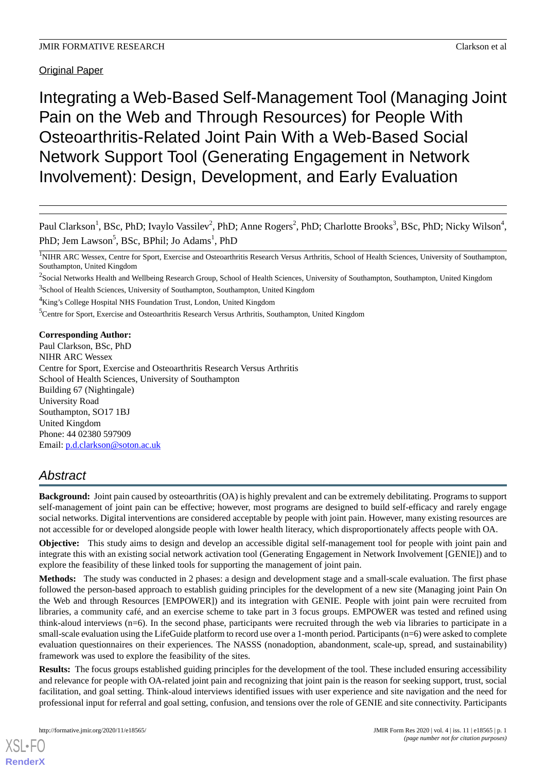Original Paper

# Integrating a Web-Based Self-Management Tool (Managing Joint Pain on the Web and Through Resources) for People With Osteoarthritis-Related Joint Pain With a Web-Based Social Network Support Tool (Generating Engagement in Network Involvement): Design, Development, and Early Evaluation

Paul Clarkson[1], BSc, PhD; Ivaylo Vassilev[2], PhD; Anne Rogers[2], PhD; Charlotte Brooks[3], BSc, PhD; Nicky Wilson[4], PhD; Jem Lawson[5], BSc, BPhil; Jo Adams[1], PhD

[1]NIHR ARC Wessex, Centre for Sport, Exercise and Osteoarthritis Research Versus Arthritis, School of Health Sciences, University of Southampton, Southampton, United Kingdom

[2]Social Networks Health and Wellbeing Research Group, School of Health Sciences, University of Southampton, Southampton, United Kingdom

[3]School of Health Sciences, University of Southampton, Southampton, United Kingdom

[4]King's College Hospital NHS Foundation Trust, London, United Kingdom

[5]Centre for Sport, Exercise and Osteoarthritis Research Versus Arthritis, Southampton, United Kingdom

**Corresponding Author:**
Paul Clarkson, BSc, PhD
NIHR ARC Wessex
Centre for Sport, Exercise and Osteoarthritis Research Versus Arthritis
School of Health Sciences, University of Southampton
Building 67 (Nightingale)
University Road
Southampton, SO17 1BJ
United Kingdom
Phone: 44 02380 597909
Email: p.d.clarkson@soton.ac.uk

## Abstract

**Background:** Joint pain caused by osteoarthritis (OA) is highly prevalent and can be extremely debilitating. Programs to support self-management of joint pain can be effective; however, most programs are designed to build self-efficacy and rarely engage social networks. Digital interventions are considered acceptable by people with joint pain. However, many existing resources are not accessible for or developed alongside people with lower health literacy, which disproportionately affects people with OA.

**Objective:** This study aims to design and develop an accessible digital self-management tool for people with joint pain and integrate this with an existing social network activation tool (Generating Engagement in Network Involvement [GENIE]) and to explore the feasibility of these linked tools for supporting the management of joint pain.

**Methods:** The study was conducted in 2 phases: a design and development stage and a small-scale evaluation. The first phase followed the person-based approach to establish guiding principles for the development of a new site (Managing joint Pain On the Web and through Resources [EMPOWER]) and its integration with GENIE. People with joint pain were recruited from libraries, a community café, and an exercise scheme to take part in 3 focus groups. EMPOWER was tested and refined using think-aloud interviews (n=6). In the second phase, participants were recruited through the web via libraries to participate in a small-scale evaluation using the LifeGuide platform to record use over a 1-month period. Participants (n=6) were asked to complete evaluation questionnaires on their experiences. The NASSS (nonadoption, abandonment, scale-up, spread, and sustainability) framework was used to explore the feasibility of the sites.

**Results:** The focus groups established guiding principles for the development of the tool. These included ensuring accessibility and relevance for people with OA-related joint pain and recognizing that joint pain is the reason for seeking support, trust, social facilitation, and goal setting. Think-aloud interviews identified issues with user experience and site navigation and the need for professional input for referral and goal setting, confusion, and tensions over the role of GENIE and site connectivity. Participants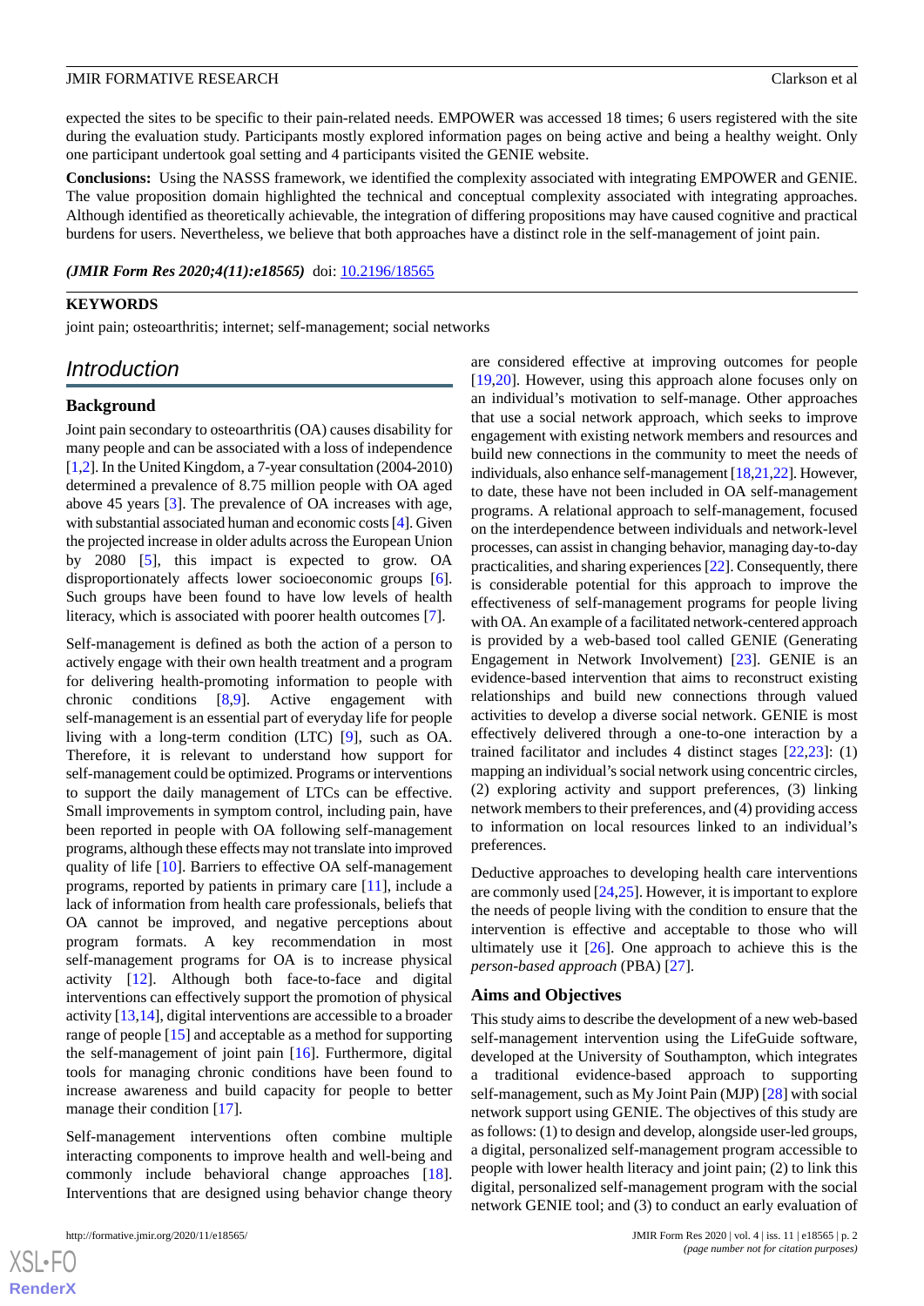expected the sites to be specific to their pain-related needs. EMPOWER was accessed 18 times; 6 users registered with the site during the evaluation study. Participants mostly explored information pages on being active and being a healthy weight. Only one participant undertook goal setting and 4 participants visited the GENIE website.

**Conclusions:** Using the NASSS framework, we identified the complexity associated with integrating EMPOWER and GENIE. The value proposition domain highlighted the technical and conceptual complexity associated with integrating approaches. Although identified as theoretically achievable, the integration of differing propositions may have caused cognitive and practical burdens for users. Nevertheless, we believe that both approaches have a distinct role in the self-management of joint pain.

***(JMIR Form Res 2020;4(11):e18565)*** doi: 10.2196/18565

**KEYWORDS**

joint pain; osteoarthritis; internet; self-management; social networks

## Introduction

### Background

Joint pain secondary to osteoarthritis (OA) causes disability for many people and can be associated with a loss of independence [1,2]. In the United Kingdom, a 7-year consultation (2004-2010) determined a prevalence of 8.75 million people with OA aged above 45 years [3]. The prevalence of OA increases with age, with substantial associated human and economic costs [4]. Given the projected increase in older adults across the European Union by 2080 [5], this impact is expected to grow. OA disproportionately affects lower socioeconomic groups [6]. Such groups have been found to have low levels of health literacy, which is associated with poorer health outcomes [7].

Self-management is defined as both the action of a person to actively engage with their own health treatment and a program for delivering health-promoting information to people with chronic conditions [8,9]. Active engagement with self-management is an essential part of everyday life for people living with a long-term condition (LTC) [9], such as OA. Therefore, it is relevant to understand how support for self-management could be optimized. Programs or interventions to support the daily management of LTCs can be effective. Small improvements in symptom control, including pain, have been reported in people with OA following self-management programs, although these effects may not translate into improved quality of life [10]. Barriers to effective OA self-management programs, reported by patients in primary care [11], include a lack of information from health care professionals, beliefs that OA cannot be improved, and negative perceptions about program formats. A key recommendation in most self-management programs for OA is to increase physical activity [12]. Although both face-to-face and digital interventions can effectively support the promotion of physical activity [13,14], digital interventions are accessible to a broader range of people [15] and acceptable as a method for supporting the self-management of joint pain [16]. Furthermore, digital tools for managing chronic conditions have been found to increase awareness and build capacity for people to better manage their condition [17].

Self-management interventions often combine multiple interacting components to improve health and well-being and commonly include behavioral change approaches [18]. Interventions that are designed using behavior change theory are considered effective at improving outcomes for people [19,20]. However, using this approach alone focuses only on an individual's motivation to self-manage. Other approaches that use a social network approach, which seeks to improve engagement with existing network members and resources and build new connections in the community to meet the needs of individuals, also enhance self-management [18,21,22]. However, to date, these have not been included in OA self-management programs. A relational approach to self-management, focused on the interdependence between individuals and network-level processes, can assist in changing behavior, managing day-to-day practicalities, and sharing experiences [22]. Consequently, there is considerable potential for this approach to improve the effectiveness of self-management programs for people living with OA. An example of a facilitated network-centered approach is provided by a web-based tool called GENIE (Generating Engagement in Network Involvement) [23]. GENIE is an evidence-based intervention that aims to reconstruct existing relationships and build new connections through valued activities to develop a diverse social network. GENIE is most effectively delivered through a one-to-one interaction by a trained facilitator and includes 4 distinct stages [22,23]: (1) mapping an individual's social network using concentric circles, (2) exploring activity and support preferences, (3) linking network members to their preferences, and (4) providing access to information on local resources linked to an individual's preferences.

Deductive approaches to developing health care interventions are commonly used [24,25]. However, it is important to explore the needs of people living with the condition to ensure that the intervention is effective and acceptable to those who will ultimately use it [26]. One approach to achieve this is the *person-based approach* (PBA) [27].

### Aims and Objectives

This study aims to describe the development of a new web-based self-management intervention using the LifeGuide software, developed at the University of Southampton, which integrates a traditional evidence-based approach to supporting self-management, such as My Joint Pain (MJP) [28] with social network support using GENIE. The objectives of this study are as follows: (1) to design and develop, alongside user-led groups, a digital, personalized self-management program accessible to people with lower health literacy and joint pain; (2) to link this digital, personalized self-management program with the social network GENIE tool; and (3) to conduct an early evaluation of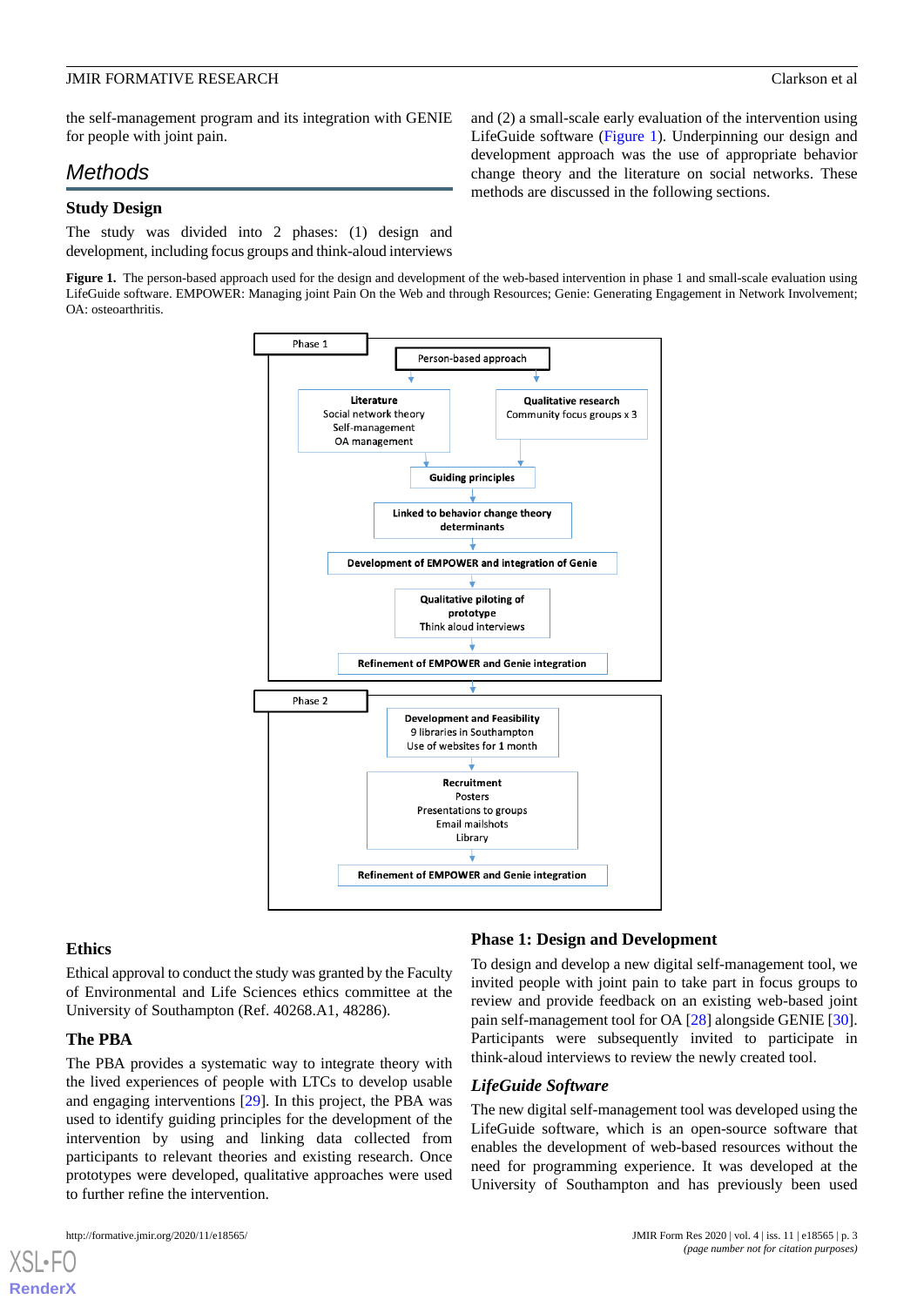the self-management program and its integration with GENIE for people with joint pain.

# Methods

## Study Design

The study was divided into 2 phases: (1) design and development, including focus groups and think-aloud interviews and (2) a small-scale early evaluation of the intervention using LifeGuide software (Figure 1). Underpinning our design and development approach was the use of appropriate behavior change theory and the literature on social networks. These methods are discussed in the following sections.

**Figure 1.** The person-based approach used for the design and development of the web-based intervention in phase 1 and small-scale evaluation using LifeGuide software. EMPOWER: Managing joint Pain On the Web and through Resources; Genie: Generating Engagement in Network Involvement; OA: osteoarthritis.

Phase 1

Person-based approach

**Literature**
Social network theory
Self-management
OA management

**Qualitative research**
Community focus groups x 3

**Guiding principles**

**Linked to behavior change theory determinants**

**Development of EMPOWER and integration of Genie**

**Qualitative piloting of prototype**
Think aloud interviews

**Refinement of EMPOWER and Genie integration**

Phase 2

**Development and Feasibility**
9 libraries in Southampton
Use of websites for 1 month

**Recruitment**
Posters
Presentations to groups
Email mailshots
Library

**Refinement of EMPOWER and Genie integration**

## Ethics

Ethical approval to conduct the study was granted by the Faculty of Environmental and Life Sciences ethics committee at the University of Southampton (Ref. 40268.A1, 48286).

## The PBA

The PBA provides a systematic way to integrate theory with the lived experiences of people with LTCs to develop usable and engaging interventions [29]. In this project, the PBA was used to identify guiding principles for the development of the intervention by using and linking data collected from participants to relevant theories and existing research. Once prototypes were developed, qualitative approaches were used to further refine the intervention.

## Phase 1: Design and Development

To design and develop a new digital self-management tool, we invited people with joint pain to take part in focus groups to review and provide feedback on an existing web-based joint pain self-management tool for OA [28] alongside GENIE [30]. Participants were subsequently invited to participate in think-aloud interviews to review the newly created tool.

### *LifeGuide Software*

The new digital self-management tool was developed using the LifeGuide software, which is an open-source software that enables the development of web-based resources without the need for programming experience. It was developed at the University of Southampton and has previously been used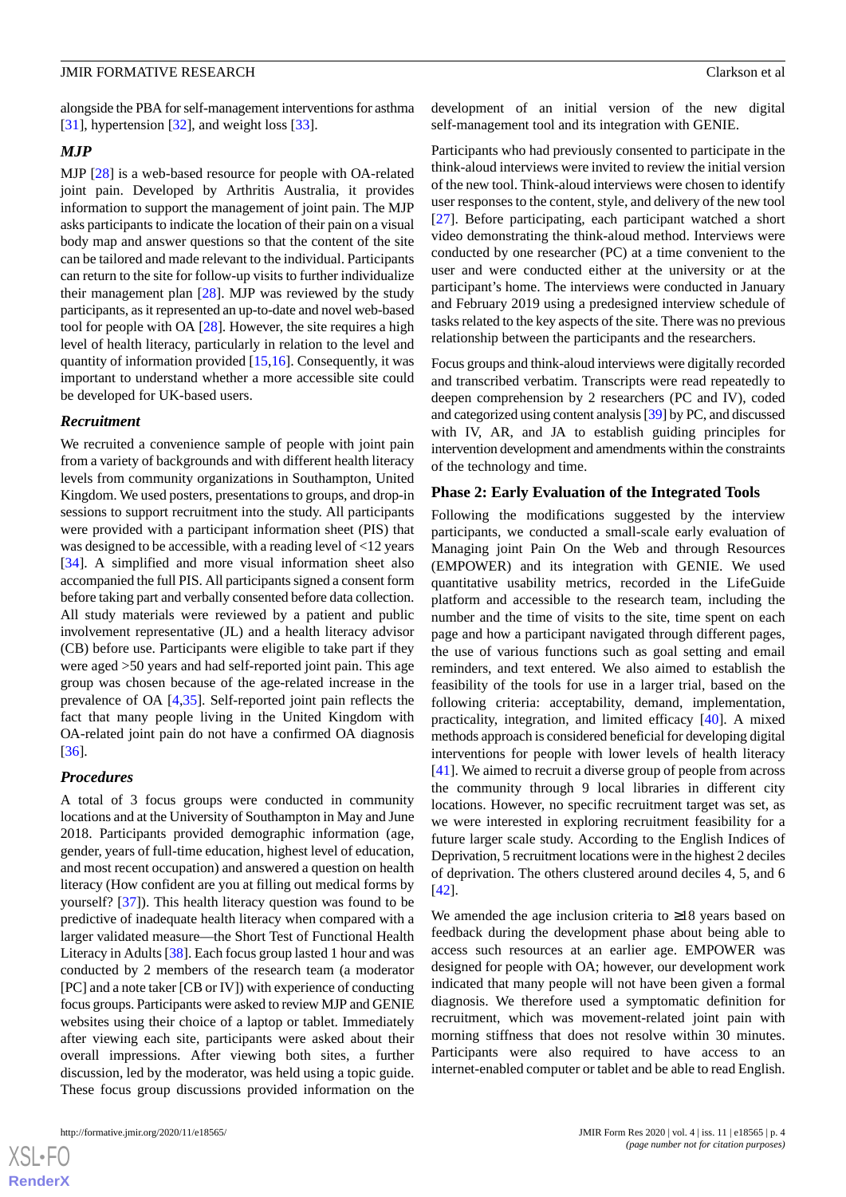alongside the PBA for self-management interventions for asthma [31], hypertension [32], and weight loss [33].

### MJP

MJP [28] is a web-based resource for people with OA-related joint pain. Developed by Arthritis Australia, it provides information to support the management of joint pain. The MJP asks participants to indicate the location of their pain on a visual body map and answer questions so that the content of the site can be tailored and made relevant to the individual. Participants can return to the site for follow-up visits to further individualize their management plan [28]. MJP was reviewed by the study participants, as it represented an up-to-date and novel web-based tool for people with OA [28]. However, the site requires a high level of health literacy, particularly in relation to the level and quantity of information provided [15,16]. Consequently, it was important to understand whether a more accessible site could be developed for UK-based users.

### Recruitment

We recruited a convenience sample of people with joint pain from a variety of backgrounds and with different health literacy levels from community organizations in Southampton, United Kingdom. We used posters, presentations to groups, and drop-in sessions to support recruitment into the study. All participants were provided with a participant information sheet (PIS) that was designed to be accessible, with a reading level of <12 years [34]. A simplified and more visual information sheet also accompanied the full PIS. All participants signed a consent form before taking part and verbally consented before data collection. All study materials were reviewed by a patient and public involvement representative (JL) and a health literacy advisor (CB) before use. Participants were eligible to take part if they were aged >50 years and had self-reported joint pain. This age group was chosen because of the age-related increase in the prevalence of OA [4,35]. Self-reported joint pain reflects the fact that many people living in the United Kingdom with OA-related joint pain do not have a confirmed OA diagnosis [36].

### Procedures

A total of 3 focus groups were conducted in community locations and at the University of Southampton in May and June 2018. Participants provided demographic information (age, gender, years of full-time education, highest level of education, and most recent occupation) and answered a question on health literacy (How confident are you at filling out medical forms by yourself? [37]). This health literacy question was found to be predictive of inadequate health literacy when compared with a larger validated measure—the Short Test of Functional Health Literacy in Adults [38]. Each focus group lasted 1 hour and was conducted by 2 members of the research team (a moderator [PC] and a note taker [CB or IV]) with experience of conducting focus groups. Participants were asked to review MJP and GENIE websites using their choice of a laptop or tablet. Immediately after viewing each site, participants were asked about their overall impressions. After viewing both sites, a further discussion, led by the moderator, was held using a topic guide. These focus group discussions provided information on the development of an initial version of the new digital self-management tool and its integration with GENIE.

Participants who had previously consented to participate in the think-aloud interviews were invited to review the initial version of the new tool. Think-aloud interviews were chosen to identify user responses to the content, style, and delivery of the new tool [27]. Before participating, each participant watched a short video demonstrating the think-aloud method. Interviews were conducted by one researcher (PC) at a time convenient to the user and were conducted either at the university or at the participant's home. The interviews were conducted in January and February 2019 using a predesigned interview schedule of tasks related to the key aspects of the site. There was no previous relationship between the participants and the researchers.

Focus groups and think-aloud interviews were digitally recorded and transcribed verbatim. Transcripts were read repeatedly to deepen comprehension by 2 researchers (PC and IV), coded and categorized using content analysis [39] by PC, and discussed with IV, AR, and JA to establish guiding principles for intervention development and amendments within the constraints of the technology and time.

## Phase 2: Early Evaluation of the Integrated Tools

Following the modifications suggested by the interview participants, we conducted a small-scale early evaluation of Managing joint Pain On the Web and through Resources (EMPOWER) and its integration with GENIE. We used quantitative usability metrics, recorded in the LifeGuide platform and accessible to the research team, including the number and the time of visits to the site, time spent on each page and how a participant navigated through different pages, the use of various functions such as goal setting and email reminders, and text entered. We also aimed to establish the feasibility of the tools for use in a larger trial, based on the following criteria: acceptability, demand, implementation, practicality, integration, and limited efficacy [40]. A mixed methods approach is considered beneficial for developing digital interventions for people with lower levels of health literacy [41]. We aimed to recruit a diverse group of people from across the community through 9 local libraries in different city locations. However, no specific recruitment target was set, as we were interested in exploring recruitment feasibility for a future larger scale study. According to the English Indices of Deprivation, 5 recruitment locations were in the highest 2 deciles of deprivation. The others clustered around deciles 4, 5, and 6 [42].

We amended the age inclusion criteria to ≥18 years based on feedback during the development phase about being able to access such resources at an earlier age. EMPOWER was designed for people with OA; however, our development work indicated that many people will not have been given a formal diagnosis. We therefore used a symptomatic definition for recruitment, which was movement-related joint pain with morning stiffness that does not resolve within 30 minutes. Participants were also required to have access to an internet-enabled computer or tablet and be able to read English.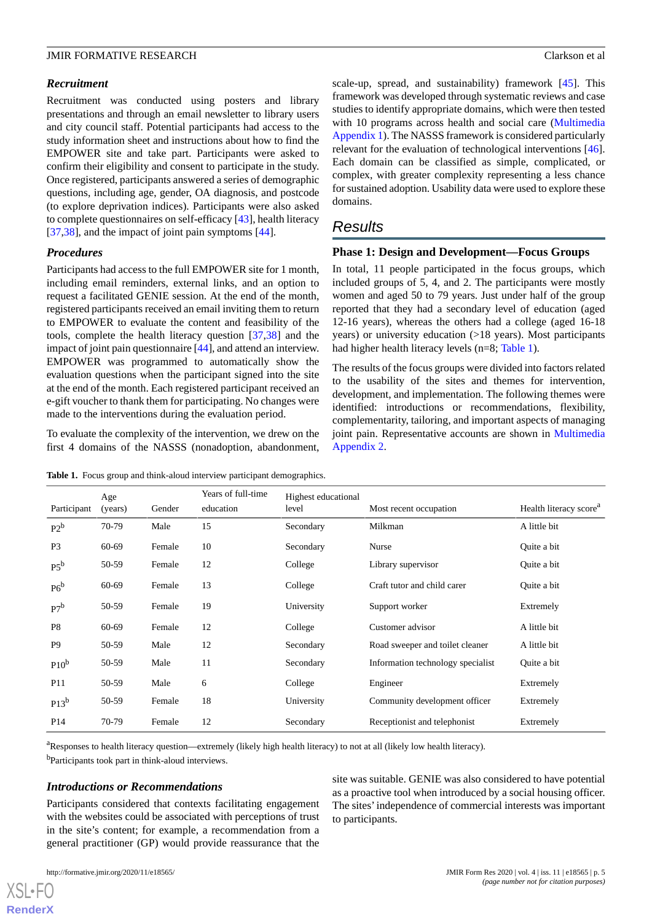### Recruitment

Recruitment was conducted using posters and library presentations and through an email newsletter to library users and city council staff. Potential participants had access to the study information sheet and instructions about how to find the EMPOWER site and take part. Participants were asked to confirm their eligibility and consent to participate in the study. Once registered, participants answered a series of demographic questions, including age, gender, OA diagnosis, and postcode (to explore deprivation indices). Participants were also asked to complete questionnaires on self-efficacy [43], health literacy [37,38], and the impact of joint pain symptoms [44].

### Procedures

Participants had access to the full EMPOWER site for 1 month, including email reminders, external links, and an option to request a facilitated GENIE session. At the end of the month, registered participants received an email inviting them to return to EMPOWER to evaluate the content and feasibility of the tools, complete the health literacy question [37,38] and the impact of joint pain questionnaire [44], and attend an interview. EMPOWER was programmed to automatically show the evaluation questions when the participant signed into the site at the end of the month. Each registered participant received an e-gift voucher to thank them for participating. No changes were made to the interventions during the evaluation period.

To evaluate the complexity of the intervention, we drew on the first 4 domains of the NASSS (nonadoption, abandonment, scale-up, spread, and sustainability) framework [45]. This framework was developed through systematic reviews and case studies to identify appropriate domains, which were then tested with 10 programs across health and social care (Multimedia Appendix 1). The NASSS framework is considered particularly relevant for the evaluation of technological interventions [46]. Each domain can be classified as simple, complicated, or complex, with greater complexity representing a less chance for sustained adoption. Usability data were used to explore these domains.

## Results

### Phase 1: Design and Development—Focus Groups

In total, 11 people participated in the focus groups, which included groups of 5, 4, and 2. The participants were mostly women and aged 50 to 79 years. Just under half of the group reported that they had a secondary level of education (aged 12-16 years), whereas the others had a college (aged 16-18 years) or university education (>18 years). Most participants had higher health literacy levels (n=8; Table 1).

The results of the focus groups were divided into factors related to the usability of the sites and themes for intervention, development, and implementation. The following themes were identified: introductions or recommendations, flexibility, complementarity, tailoring, and important aspects of managing joint pain. Representative accounts are shown in Multimedia Appendix 2.

**Table 1.** Focus group and think-aloud interview participant demographics.

| Participant | Age (years) | Gender | Years of full-time education | Highest educational level | Most recent occupation | Health literacy score[a] |
|---|---|---|---|---|---|---|
| P2[b] | 70-79 | Male | 15 | Secondary | Milkman | A little bit |
| P3 | 60-69 | Female | 10 | Secondary | Nurse | Quite a bit |
| P5[b] | 50-59 | Female | 12 | College | Library supervisor | Quite a bit |
| P6[b] | 60-69 | Female | 13 | College | Craft tutor and child carer | Quite a bit |
| P7[b] | 50-59 | Female | 19 | University | Support worker | Extremely |
| P8 | 60-69 | Female | 12 | College | Customer advisor | A little bit |
| P9 | 50-59 | Male | 12 | Secondary | Road sweeper and toilet cleaner | A little bit |
| P10[b] | 50-59 | Male | 11 | Secondary | Information technology specialist | Quite a bit |
| P11 | 50-59 | Male | 6 | College | Engineer | Extremely |
| P13[b] | 50-59 | Female | 18 | University | Community development officer | Extremely |
| P14 | 70-79 | Female | 12 | Secondary | Receptionist and telephonist | Extremely |

[a]Responses to health literacy question—extremely (likely high health literacy) to not at all (likely low health literacy).

[b]Participants took part in think-aloud interviews.

### Introductions or Recommendations

Participants considered that contexts facilitating engagement with the websites could be associated with perceptions of trust in the site's content; for example, a recommendation from a general practitioner (GP) would provide reassurance that the site was suitable. GENIE was also considered to have potential as a proactive tool when introduced by a social housing officer. The sites' independence of commercial interests was important to participants.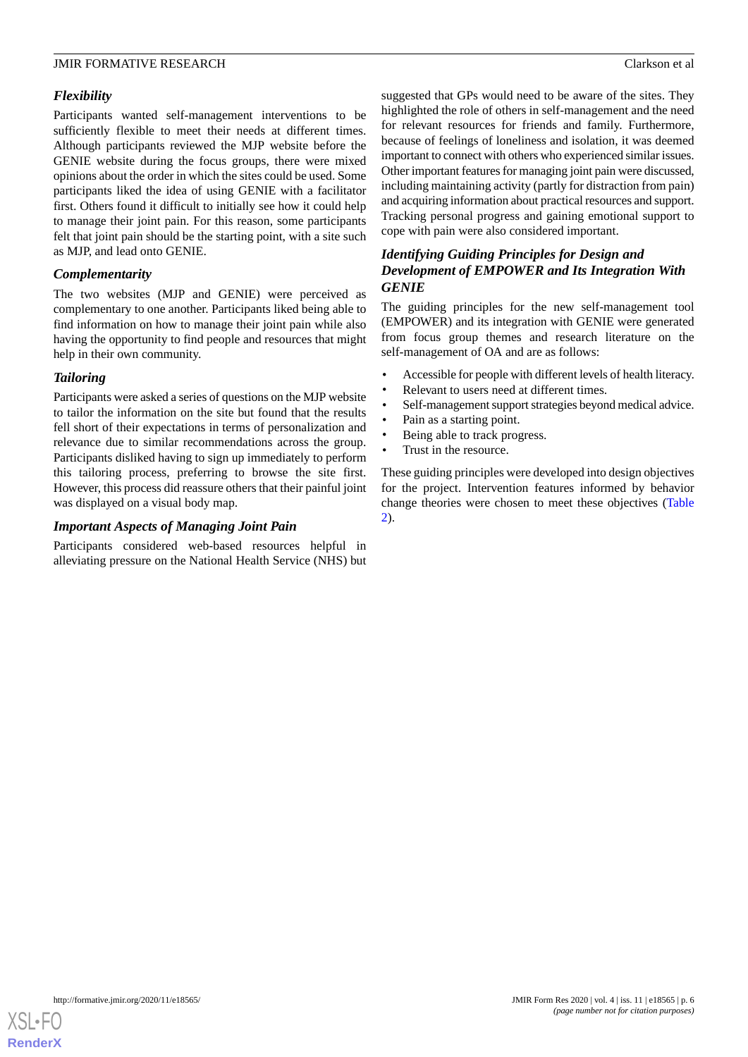### Flexibility

Participants wanted self-management interventions to be sufficiently flexible to meet their needs at different times. Although participants reviewed the MJP website before the GENIE website during the focus groups, there were mixed opinions about the order in which the sites could be used. Some participants liked the idea of using GENIE with a facilitator first. Others found it difficult to initially see how it could help to manage their joint pain. For this reason, some participants felt that joint pain should be the starting point, with a site such as MJP, and lead onto GENIE.

### Complementarity

The two websites (MJP and GENIE) were perceived as complementary to one another. Participants liked being able to find information on how to manage their joint pain while also having the opportunity to find people and resources that might help in their own community.

### Tailoring

Participants were asked a series of questions on the MJP website to tailor the information on the site but found that the results fell short of their expectations in terms of personalization and relevance due to similar recommendations across the group. Participants disliked having to sign up immediately to perform this tailoring process, preferring to browse the site first. However, this process did reassure others that their painful joint was displayed on a visual body map.

### Important Aspects of Managing Joint Pain

Participants considered web-based resources helpful in alleviating pressure on the National Health Service (NHS) but suggested that GPs would need to be aware of the sites. They highlighted the role of others in self-management and the need for relevant resources for friends and family. Furthermore, because of feelings of loneliness and isolation, it was deemed important to connect with others who experienced similar issues. Other important features for managing joint pain were discussed, including maintaining activity (partly for distraction from pain) and acquiring information about practical resources and support. Tracking personal progress and gaining emotional support to cope with pain were also considered important.

## Identifying Guiding Principles for Design and Development of EMPOWER and Its Integration With GENIE

The guiding principles for the new self-management tool (EMPOWER) and its integration with GENIE were generated from focus group themes and research literature on the self-management of OA and are as follows:

- Accessible for people with different levels of health literacy.
- Relevant to users need at different times.
- Self-management support strategies beyond medical advice.
- Pain as a starting point.
- Being able to track progress.
- Trust in the resource.

These guiding principles were developed into design objectives for the project. Intervention features informed by behavior change theories were chosen to meet these objectives (Table 2).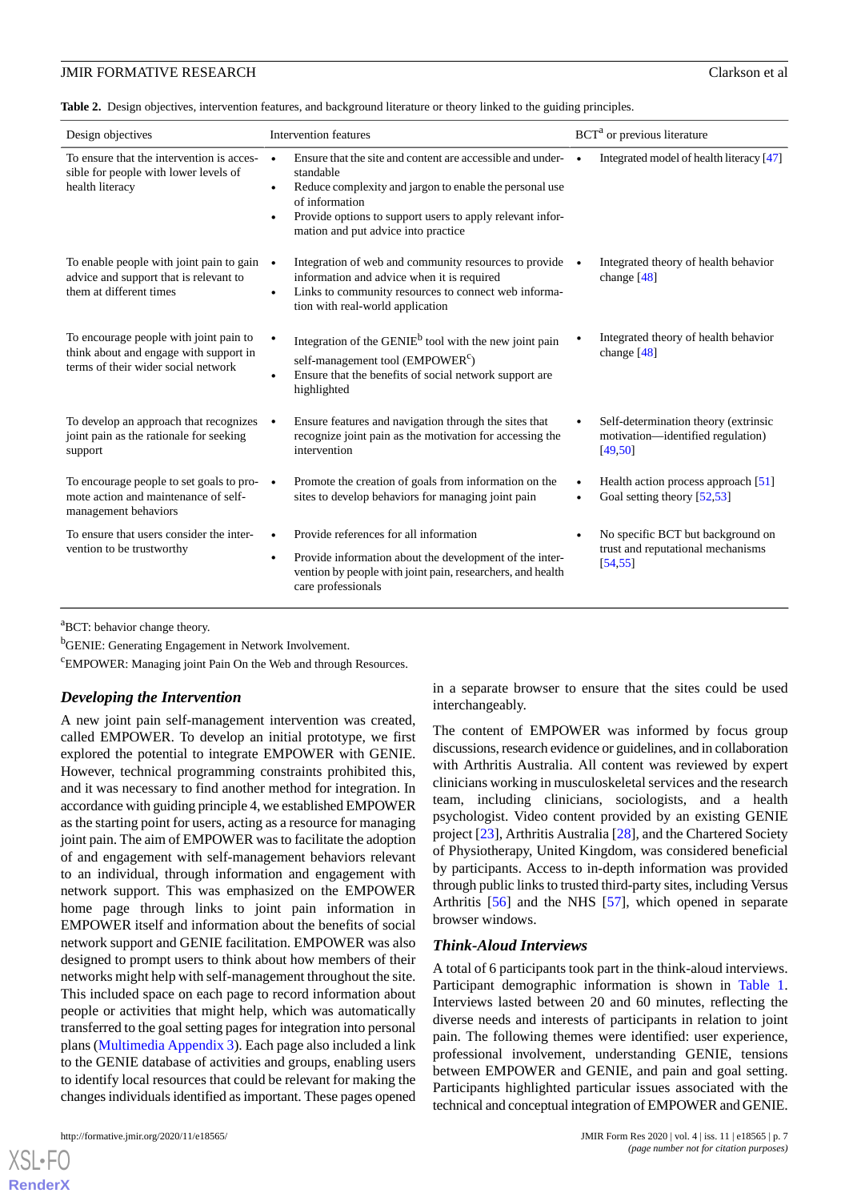**Table 2.** Design objectives, intervention features, and background literature or theory linked to the guiding principles.

| Design objectives | Intervention features | BCT[a] or previous literature |
|---|---|---|
| To ensure that the intervention is accessible for people with lower levels of health literacy | • Ensure that the site and content are accessible and understandable<br>• Reduce complexity and jargon to enable the personal use of information<br>• Provide options to support users to apply relevant information and put advice into practice | • Integrated model of health literacy [47] |
| To enable people with joint pain to gain advice and support that is relevant to them at different times | • Integration of web and community resources to provide information and advice when it is required<br>• Links to community resources to connect web information with real-world application | • Integrated theory of health behavior change [48] |
| To encourage people with joint pain to think about and engage with support in terms of their wider social network | • Integration of the GENIE[b] tool with the new joint pain self-management tool (EMPOWER[c])<br>• Ensure that the benefits of social network support are highlighted | • Integrated theory of health behavior change [48] |
| To develop an approach that recognizes joint pain as the rationale for seeking support | • Ensure features and navigation through the sites that recognize joint pain as the motivation for accessing the intervention | • Self-determination theory (extrinsic motivation—identified regulation) [49,50] |
| To encourage people to set goals to promote action and maintenance of self-management behaviors | • Promote the creation of goals from information on the sites to develop behaviors for managing joint pain | • Health action process approach [51]<br>• Goal setting theory [52,53] |
| To ensure that users consider the intervention to be trustworthy | • Provide references for all information<br>• Provide information about the development of the intervention by people with joint pain, researchers, and health care professionals | • No specific BCT but background on trust and reputational mechanisms [54,55] |

[a]BCT: behavior change theory.

[b]GENIE: Generating Engagement in Network Involvement.

[c]EMPOWER: Managing joint Pain On the Web and through Resources.

### Developing the Intervention

A new joint pain self-management intervention was created, called EMPOWER. To develop an initial prototype, we first explored the potential to integrate EMPOWER with GENIE. However, technical programming constraints prohibited this, and it was necessary to find another method for integration. In accordance with guiding principle 4, we established EMPOWER as the starting point for users, acting as a resource for managing joint pain. The aim of EMPOWER was to facilitate the adoption of and engagement with self-management behaviors relevant to an individual, through information and engagement with network support. This was emphasized on the EMPOWER home page through links to joint pain information in EMPOWER itself and information about the benefits of social network support and GENIE facilitation. EMPOWER was also designed to prompt users to think about how members of their networks might help with self-management throughout the site. This included space on each page to record information about people or activities that might help, which was automatically transferred to the goal setting pages for integration into personal plans (Multimedia Appendix 3). Each page also included a link to the GENIE database of activities and groups, enabling users to identify local resources that could be relevant for making the changes individuals identified as important. These pages opened in a separate browser to ensure that the sites could be used interchangeably.

The content of EMPOWER was informed by focus group discussions, research evidence or guidelines, and in collaboration with Arthritis Australia. All content was reviewed by expert clinicians working in musculoskeletal services and the research team, including clinicians, sociologists, and a health psychologist. Video content provided by an existing GENIE project [23], Arthritis Australia [28], and the Chartered Society of Physiotherapy, United Kingdom, was considered beneficial by participants. Access to in-depth information was provided through public links to trusted third-party sites, including Versus Arthritis [56] and the NHS [57], which opened in separate browser windows.

### Think-Aloud Interviews

A total of 6 participants took part in the think-aloud interviews. Participant demographic information is shown in Table 1. Interviews lasted between 20 and 60 minutes, reflecting the diverse needs and interests of participants in relation to joint pain. The following themes were identified: user experience, professional involvement, understanding GENIE, tensions between EMPOWER and GENIE, and pain and goal setting. Participants highlighted particular issues associated with the technical and conceptual integration of EMPOWER and GENIE.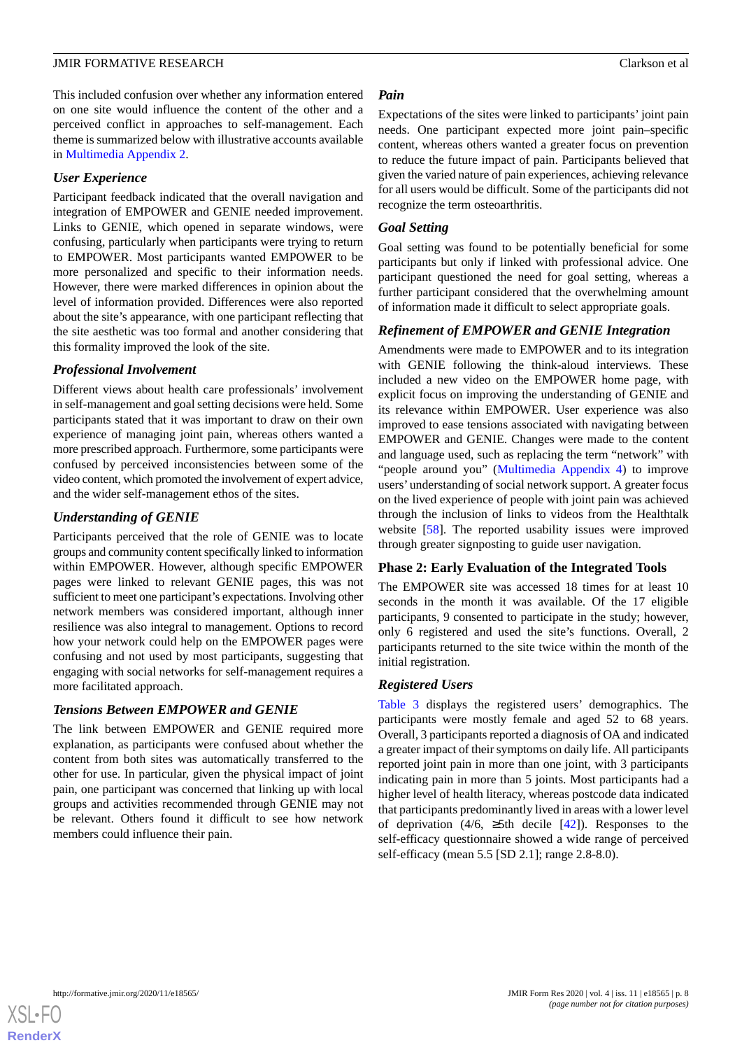This included confusion over whether any information entered on one site would influence the content of the other and a perceived conflict in approaches to self-management. Each theme is summarized below with illustrative accounts available in Multimedia Appendix 2.

### User Experience

Participant feedback indicated that the overall navigation and integration of EMPOWER and GENIE needed improvement. Links to GENIE, which opened in separate windows, were confusing, particularly when participants were trying to return to EMPOWER. Most participants wanted EMPOWER to be more personalized and specific to their information needs. However, there were marked differences in opinion about the level of information provided. Differences were also reported about the site's appearance, with one participant reflecting that the site aesthetic was too formal and another considering that this formality improved the look of the site.

### Professional Involvement

Different views about health care professionals' involvement in self-management and goal setting decisions were held. Some participants stated that it was important to draw on their own experience of managing joint pain, whereas others wanted a more prescribed approach. Furthermore, some participants were confused by perceived inconsistencies between some of the video content, which promoted the involvement of expert advice, and the wider self-management ethos of the sites.

### Understanding of GENIE

Participants perceived that the role of GENIE was to locate groups and community content specifically linked to information within EMPOWER. However, although specific EMPOWER pages were linked to relevant GENIE pages, this was not sufficient to meet one participant's expectations. Involving other network members was considered important, although inner resilience was also integral to management. Options to record how your network could help on the EMPOWER pages were confusing and not used by most participants, suggesting that engaging with social networks for self-management requires a more facilitated approach.

### Tensions Between EMPOWER and GENIE

The link between EMPOWER and GENIE required more explanation, as participants were confused about whether the content from both sites was automatically transferred to the other for use. In particular, given the physical impact of joint pain, one participant was concerned that linking up with local groups and activities recommended through GENIE may not be relevant. Others found it difficult to see how network members could influence their pain.

### Pain

Expectations of the sites were linked to participants' joint pain needs. One participant expected more joint pain–specific content, whereas others wanted a greater focus on prevention to reduce the future impact of pain. Participants believed that given the varied nature of pain experiences, achieving relevance for all users would be difficult. Some of the participants did not recognize the term osteoarthritis.

### Goal Setting

Goal setting was found to be potentially beneficial for some participants but only if linked with professional advice. One participant questioned the need for goal setting, whereas a further participant considered that the overwhelming amount of information made it difficult to select appropriate goals.

### Refinement of EMPOWER and GENIE Integration

Amendments were made to EMPOWER and to its integration with GENIE following the think-aloud interviews. These included a new video on the EMPOWER home page, with explicit focus on improving the understanding of GENIE and its relevance within EMPOWER. User experience was also improved to ease tensions associated with navigating between EMPOWER and GENIE. Changes were made to the content and language used, such as replacing the term "network" with "people around you" (Multimedia Appendix 4) to improve users' understanding of social network support. A greater focus on the lived experience of people with joint pain was achieved through the inclusion of links to videos from the Healthtalk website [58]. The reported usability issues were improved through greater signposting to guide user navigation.

## Phase 2: Early Evaluation of the Integrated Tools

The EMPOWER site was accessed 18 times for at least 10 seconds in the month it was available. Of the 17 eligible participants, 9 consented to participate in the study; however, only 6 registered and used the site's functions. Overall, 2 participants returned to the site twice within the month of the initial registration.

### Registered Users

Table 3 displays the registered users' demographics. The participants were mostly female and aged 52 to 68 years. Overall, 3 participants reported a diagnosis of OA and indicated a greater impact of their symptoms on daily life. All participants reported joint pain in more than one joint, with 3 participants indicating pain in more than 5 joints. Most participants had a higher level of health literacy, whereas postcode data indicated that participants predominantly lived in areas with a lower level of deprivation (4/6, ≥5th decile [42]). Responses to the self-efficacy questionnaire showed a wide range of perceived self-efficacy (mean 5.5 [SD 2.1]; range 2.8-8.0).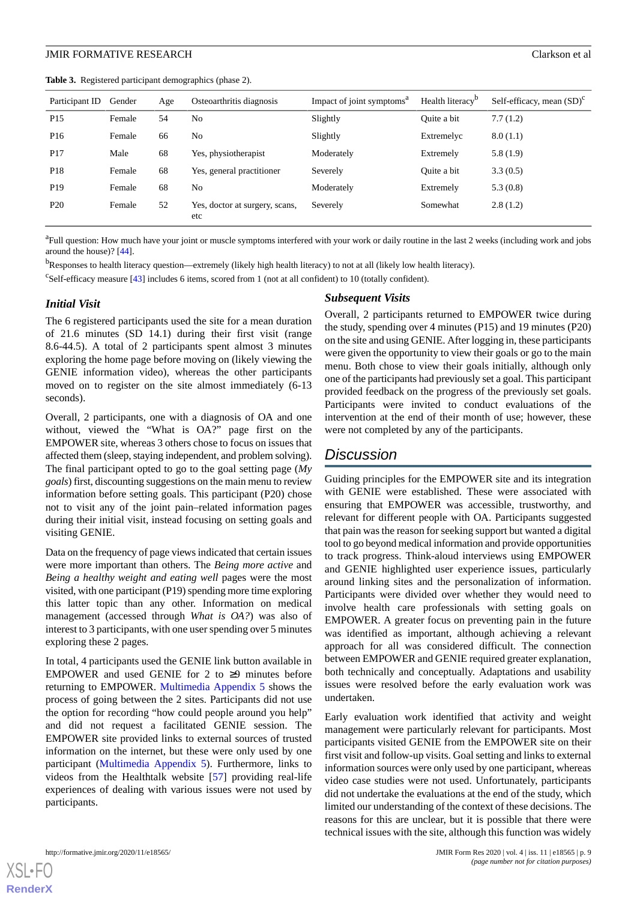**Table 3.** Registered participant demographics (phase 2).

| Participant ID | Gender | Age | Osteoarthritis diagnosis | Impact of joint symptoms[a] | Health literacy[b] | Self-efficacy, mean (SD)[c] |
|---|---|---|---|---|---|---|
| P15 | Female | 54 | No | Slightly | Quite a bit | 7.7 (1.2) |
| P16 | Female | 66 | No | Slightly | Extremelyc | 8.0 (1.1) |
| P17 | Male | 68 | Yes, physiotherapist | Moderately | Extremely | 5.8 (1.9) |
| P18 | Female | 68 | Yes, general practitioner | Severely | Quite a bit | 3.3 (0.5) |
| P19 | Female | 68 | No | Moderately | Extremely | 5.3 (0.8) |
| P20 | Female | 52 | Yes, doctor at surgery, scans, etc | Severely | Somewhat | 2.8 (1.2) |

[a]Full question: How much have your joint or muscle symptoms interfered with your work or daily routine in the last 2 weeks (including work and jobs around the house)? [44].

[b]Responses to health literacy question—extremely (likely high health literacy) to not at all (likely low health literacy).

[c]Self-efficacy measure [43] includes 6 items, scored from 1 (not at all confident) to 10 (totally confident).

### Initial Visit

The 6 registered participants used the site for a mean duration of 21.6 minutes (SD 14.1) during their first visit (range 8.6-44.5). A total of 2 participants spent almost 3 minutes exploring the home page before moving on (likely viewing the GENIE information video), whereas the other participants moved on to register on the site almost immediately (6-13 seconds).

Overall, 2 participants, one with a diagnosis of OA and one without, viewed the "What is OA?" page first on the EMPOWER site, whereas 3 others chose to focus on issues that affected them (sleep, staying independent, and problem solving). The final participant opted to go to the goal setting page (*My goals*) first, discounting suggestions on the main menu to review information before setting goals. This participant (P20) chose not to visit any of the joint pain–related information pages during their initial visit, instead focusing on setting goals and visiting GENIE.

Data on the frequency of page views indicated that certain issues were more important than others. The *Being more active* and *Being a healthy weight and eating well* pages were the most visited, with one participant (P19) spending more time exploring this latter topic than any other. Information on medical management (accessed through *What is OA?*) was also of interest to 3 participants, with one user spending over 5 minutes exploring these 2 pages.

In total, 4 participants used the GENIE link button available in EMPOWER and used GENIE for 2 to ≥9 minutes before returning to EMPOWER. Multimedia Appendix 5 shows the process of going between the 2 sites. Participants did not use the option for recording "how could people around you help" and did not request a facilitated GENIE session. The EMPOWER site provided links to external sources of trusted information on the internet, but these were only used by one participant (Multimedia Appendix 5). Furthermore, links to videos from the Healthtalk website [57] providing real-life experiences of dealing with various issues were not used by participants.

### Subsequent Visits

Overall, 2 participants returned to EMPOWER twice during the study, spending over 4 minutes (P15) and 19 minutes (P20) on the site and using GENIE. After logging in, these participants were given the opportunity to view their goals or go to the main menu. Both chose to view their goals initially, although only one of the participants had previously set a goal. This participant provided feedback on the progress of the previously set goals. Participants were invited to conduct evaluations of the intervention at the end of their month of use; however, these were not completed by any of the participants.

## Discussion

Guiding principles for the EMPOWER site and its integration with GENIE were established. These were associated with ensuring that EMPOWER was accessible, trustworthy, and relevant for different people with OA. Participants suggested that pain was the reason for seeking support but wanted a digital tool to go beyond medical information and provide opportunities to track progress. Think-aloud interviews using EMPOWER and GENIE highlighted user experience issues, particularly around linking sites and the personalization of information. Participants were divided over whether they would need to involve health care professionals with setting goals on EMPOWER. A greater focus on preventing pain in the future was identified as important, although achieving a relevant approach for all was considered difficult. The connection between EMPOWER and GENIE required greater exploration, both technically and conceptually. Adaptations and usability issues were resolved before the early evaluation work was undertaken.

Early evaluation work identified that activity and weight management were particularly relevant for participants. Most participants visited GENIE from the EMPOWER site on their first visit and follow-up visits. Goal setting and links to external information sources were only used by one participant, whereas video case studies were not used. Unfortunately, participants did not undertake the evaluations at the end of the study, which limited our understanding of the context of these decisions. The reasons for this are unclear, but it is possible that there were technical issues with the site, although this function was widely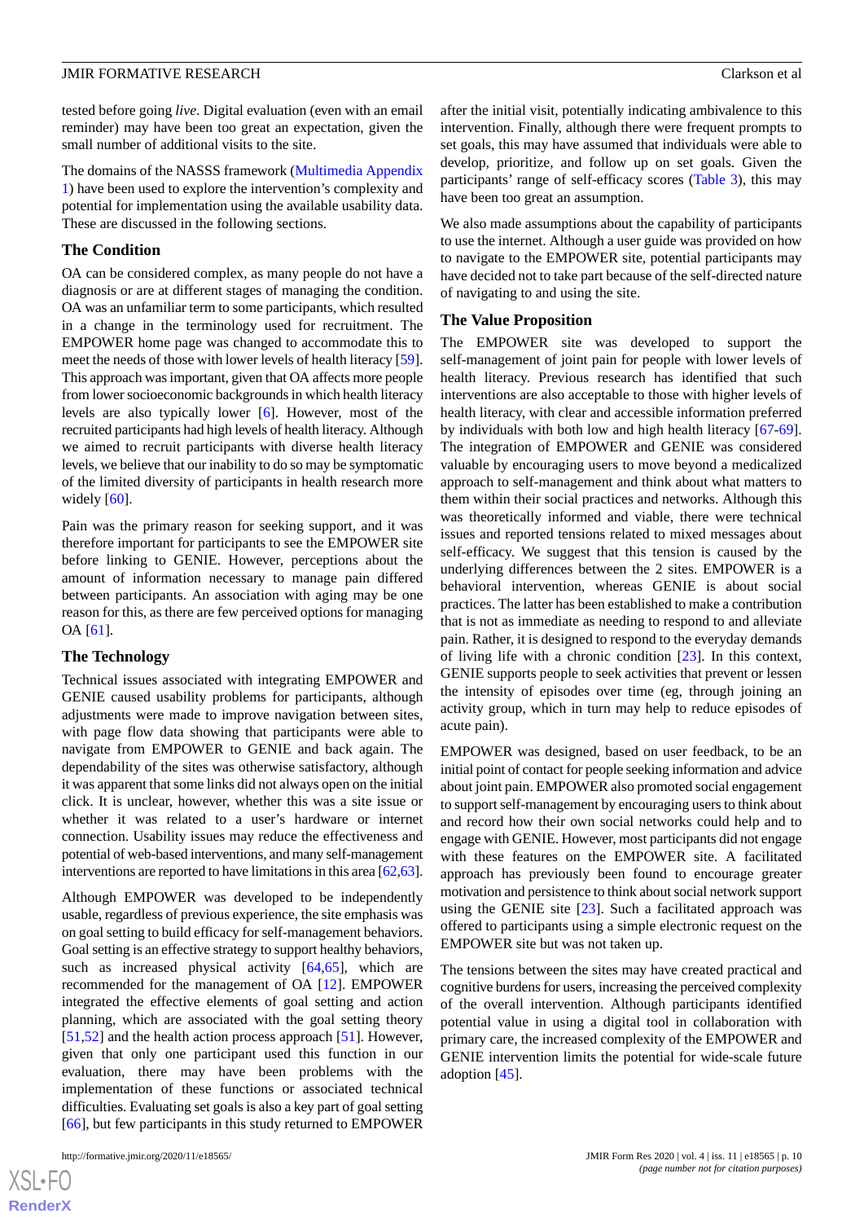tested before going *live*. Digital evaluation (even with an email reminder) may have been too great an expectation, given the small number of additional visits to the site.

The domains of the NASSS framework (Multimedia Appendix 1) have been used to explore the intervention's complexity and potential for implementation using the available usability data. These are discussed in the following sections.

### The Condition

OA can be considered complex, as many people do not have a diagnosis or are at different stages of managing the condition. OA was an unfamiliar term to some participants, which resulted in a change in the terminology used for recruitment. The EMPOWER home page was changed to accommodate this to meet the needs of those with lower levels of health literacy [59]. This approach was important, given that OA affects more people from lower socioeconomic backgrounds in which health literacy levels are also typically lower [6]. However, most of the recruited participants had high levels of health literacy. Although we aimed to recruit participants with diverse health literacy levels, we believe that our inability to do so may be symptomatic of the limited diversity of participants in health research more widely [60].

Pain was the primary reason for seeking support, and it was therefore important for participants to see the EMPOWER site before linking to GENIE. However, perceptions about the amount of information necessary to manage pain differed between participants. An association with aging may be one reason for this, as there are few perceived options for managing OA [61].

### The Technology

Technical issues associated with integrating EMPOWER and GENIE caused usability problems for participants, although adjustments were made to improve navigation between sites, with page flow data showing that participants were able to navigate from EMPOWER to GENIE and back again. The dependability of the sites was otherwise satisfactory, although it was apparent that some links did not always open on the initial click. It is unclear, however, whether this was a site issue or whether it was related to a user's hardware or internet connection. Usability issues may reduce the effectiveness and potential of web-based interventions, and many self-management interventions are reported to have limitations in this area [62,63].

Although EMPOWER was developed to be independently usable, regardless of previous experience, the site emphasis was on goal setting to build efficacy for self-management behaviors. Goal setting is an effective strategy to support healthy behaviors, such as increased physical activity [64,65], which are recommended for the management of OA [12]. EMPOWER integrated the effective elements of goal setting and action planning, which are associated with the goal setting theory [51,52] and the health action process approach [51]. However, given that only one participant used this function in our evaluation, there may have been problems with the implementation of these functions or associated technical difficulties. Evaluating set goals is also a key part of goal setting [66], but few participants in this study returned to EMPOWER after the initial visit, potentially indicating ambivalence to this intervention. Finally, although there were frequent prompts to set goals, this may have assumed that individuals were able to develop, prioritize, and follow up on set goals. Given the participants' range of self-efficacy scores (Table 3), this may have been too great an assumption.

We also made assumptions about the capability of participants to use the internet. Although a user guide was provided on how to navigate to the EMPOWER site, potential participants may have decided not to take part because of the self-directed nature of navigating to and using the site.

### The Value Proposition

The EMPOWER site was developed to support the self-management of joint pain for people with lower levels of health literacy. Previous research has identified that such interventions are also acceptable to those with higher levels of health literacy, with clear and accessible information preferred by individuals with both low and high health literacy [67-69]. The integration of EMPOWER and GENIE was considered valuable by encouraging users to move beyond a medicalized approach to self-management and think about what matters to them within their social practices and networks. Although this was theoretically informed and viable, there were technical issues and reported tensions related to mixed messages about self-efficacy. We suggest that this tension is caused by the underlying differences between the 2 sites. EMPOWER is a behavioral intervention, whereas GENIE is about social practices. The latter has been established to make a contribution that is not as immediate as needing to respond to and alleviate pain. Rather, it is designed to respond to the everyday demands of living life with a chronic condition [23]. In this context, GENIE supports people to seek activities that prevent or lessen the intensity of episodes over time (eg, through joining an activity group, which in turn may help to reduce episodes of acute pain).

EMPOWER was designed, based on user feedback, to be an initial point of contact for people seeking information and advice about joint pain. EMPOWER also promoted social engagement to support self-management by encouraging users to think about and record how their own social networks could help and to engage with GENIE. However, most participants did not engage with these features on the EMPOWER site. A facilitated approach has previously been found to encourage greater motivation and persistence to think about social network support using the GENIE site [23]. Such a facilitated approach was offered to participants using a simple electronic request on the EMPOWER site but was not taken up.

The tensions between the sites may have created practical and cognitive burdens for users, increasing the perceived complexity of the overall intervention. Although participants identified potential value in using a digital tool in collaboration with primary care, the increased complexity of the EMPOWER and GENIE intervention limits the potential for wide-scale future adoption [45].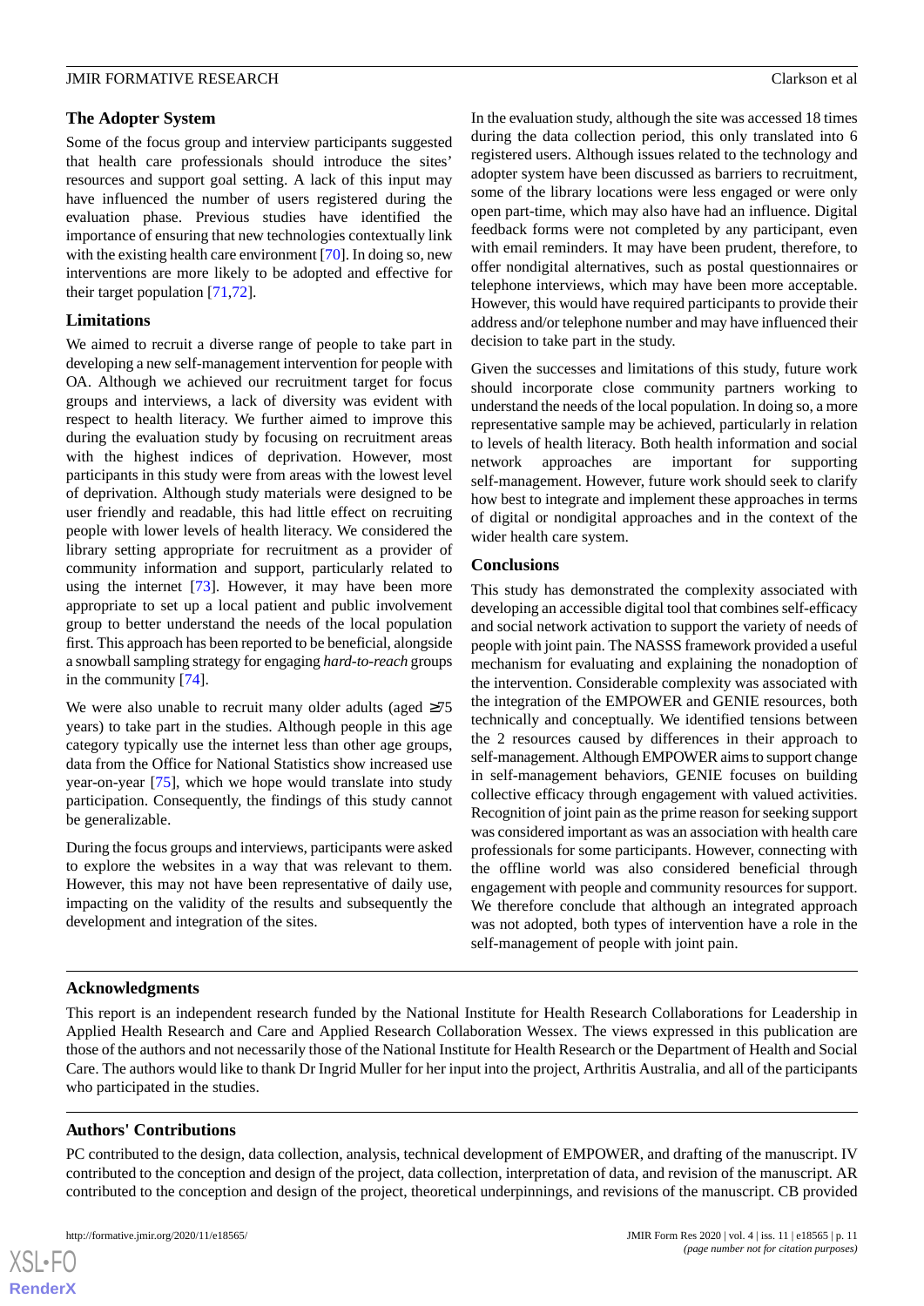### The Adopter System

Some of the focus group and interview participants suggested that health care professionals should introduce the sites' resources and support goal setting. A lack of this input may have influenced the number of users registered during the evaluation phase. Previous studies have identified the importance of ensuring that new technologies contextually link with the existing health care environment [70]. In doing so, new interventions are more likely to be adopted and effective for their target population [71,72].

### Limitations

We aimed to recruit a diverse range of people to take part in developing a new self-management intervention for people with OA. Although we achieved our recruitment target for focus groups and interviews, a lack of diversity was evident with respect to health literacy. We further aimed to improve this during the evaluation study by focusing on recruitment areas with the highest indices of deprivation. However, most participants in this study were from areas with the lowest level of deprivation. Although study materials were designed to be user friendly and readable, this had little effect on recruiting people with lower levels of health literacy. We considered the library setting appropriate for recruitment as a provider of community information and support, particularly related to using the internet [73]. However, it may have been more appropriate to set up a local patient and public involvement group to better understand the needs of the local population first. This approach has been reported to be beneficial, alongside a snowball sampling strategy for engaging *hard-to-reach* groups in the community [74].

We were also unable to recruit many older adults (aged ≥75 years) to take part in the studies. Although people in this age category typically use the internet less than other age groups, data from the Office for National Statistics show increased use year-on-year [75], which we hope would translate into study participation. Consequently, the findings of this study cannot be generalizable.

During the focus groups and interviews, participants were asked to explore the websites in a way that was relevant to them. However, this may not have been representative of daily use, impacting on the validity of the results and subsequently the development and integration of the sites.

In the evaluation study, although the site was accessed 18 times during the data collection period, this only translated into 6 registered users. Although issues related to the technology and adopter system have been discussed as barriers to recruitment, some of the library locations were less engaged or were only open part-time, which may also have had an influence. Digital feedback forms were not completed by any participant, even with email reminders. It may have been prudent, therefore, to offer nondigital alternatives, such as postal questionnaires or telephone interviews, which may have been more acceptable. However, this would have required participants to provide their address and/or telephone number and may have influenced their decision to take part in the study.

Given the successes and limitations of this study, future work should incorporate close community partners working to understand the needs of the local population. In doing so, a more representative sample may be achieved, particularly in relation to levels of health literacy. Both health information and social network approaches are important for supporting self-management. However, future work should seek to clarify how best to integrate and implement these approaches in terms of digital or nondigital approaches and in the context of the wider health care system.

### Conclusions

This study has demonstrated the complexity associated with developing an accessible digital tool that combines self-efficacy and social network activation to support the variety of needs of people with joint pain. The NASSS framework provided a useful mechanism for evaluating and explaining the nonadoption of the intervention. Considerable complexity was associated with the integration of the EMPOWER and GENIE resources, both technically and conceptually. We identified tensions between the 2 resources caused by differences in their approach to self-management. Although EMPOWER aims to support change in self-management behaviors, GENIE focuses on building collective efficacy through engagement with valued activities. Recognition of joint pain as the prime reason for seeking support was considered important as was an association with health care professionals for some participants. However, connecting with the offline world was also considered beneficial through engagement with people and community resources for support. We therefore conclude that although an integrated approach was not adopted, both types of intervention have a role in the self-management of people with joint pain.

## Acknowledgments

This report is an independent research funded by the National Institute for Health Research Collaborations for Leadership in Applied Health Research and Care and Applied Research Collaboration Wessex. The views expressed in this publication are those of the authors and not necessarily those of the National Institute for Health Research or the Department of Health and Social Care. The authors would like to thank Dr Ingrid Muller for her input into the project, Arthritis Australia, and all of the participants who participated in the studies.

## Authors' Contributions

PC contributed to the design, data collection, analysis, technical development of EMPOWER, and drafting of the manuscript. IV contributed to the conception and design of the project, data collection, interpretation of data, and revision of the manuscript. AR contributed to the conception and design of the project, theoretical underpinnings, and revisions of the manuscript. CB provided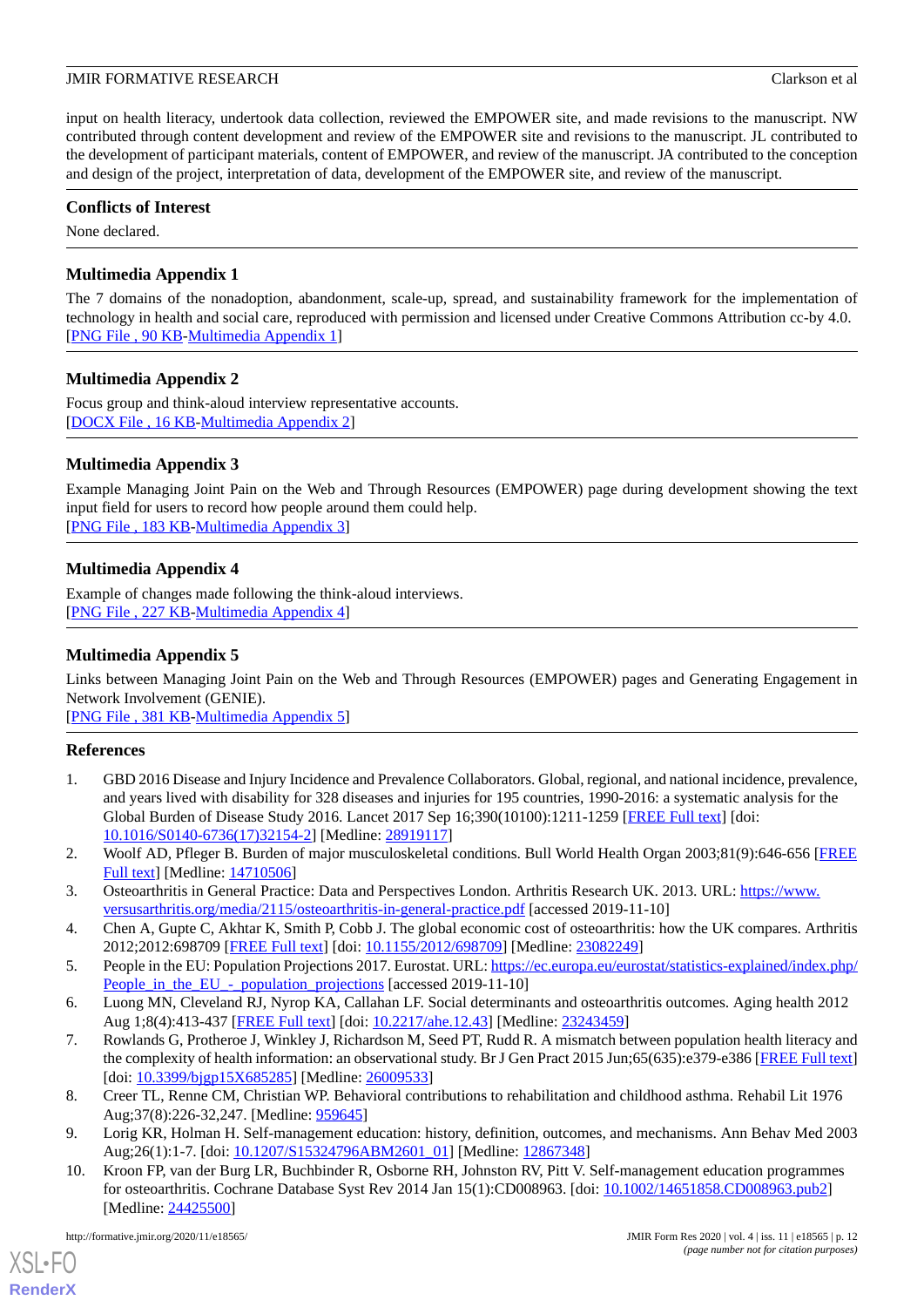input on health literacy, undertook data collection, reviewed the EMPOWER site, and made revisions to the manuscript. NW contributed through content development and review of the EMPOWER site and revisions to the manuscript. JL contributed to the development of participant materials, content of EMPOWER, and review of the manuscript. JA contributed to the conception and design of the project, interpretation of data, development of the EMPOWER site, and review of the manuscript.

## Conflicts of Interest

None declared.

## Multimedia Appendix 1

The 7 domains of the nonadoption, abandonment, scale-up, spread, and sustainability framework for the implementation of technology in health and social care, reproduced with permission and licensed under Creative Commons Attribution cc-by 4.0.
[PNG File , 90 KB-Multimedia Appendix 1]

## Multimedia Appendix 2

Focus group and think-aloud interview representative accounts.
[DOCX File , 16 KB-Multimedia Appendix 2]

## Multimedia Appendix 3

Example Managing Joint Pain on the Web and Through Resources (EMPOWER) page during development showing the text input field for users to record how people around them could help.
[PNG File , 183 KB-Multimedia Appendix 3]

## Multimedia Appendix 4

Example of changes made following the think-aloud interviews.
[PNG File , 227 KB-Multimedia Appendix 4]

## Multimedia Appendix 5

Links between Managing Joint Pain on the Web and Through Resources (EMPOWER) pages and Generating Engagement in Network Involvement (GENIE).
[PNG File , 381 KB-Multimedia Appendix 5]

## References

1. GBD 2016 Disease and Injury Incidence and Prevalence Collaborators. Global, regional, and national incidence, prevalence, and years lived with disability for 328 diseases and injuries for 195 countries, 1990-2016: a systematic analysis for the Global Burden of Disease Study 2016. Lancet 2017 Sep 16;390(10100):1211-1259 [FREE Full text] [doi: 10.1016/S0140-6736(17)32154-2] [Medline: 28919117]
2. Woolf AD, Pfleger B. Burden of major musculoskeletal conditions. Bull World Health Organ 2003;81(9):646-656 [FREE Full text] [Medline: 14710506]
3. Osteoarthritis in General Practice: Data and Perspectives London. Arthritis Research UK. 2013. URL: https://www.versusarthritis.org/media/2115/osteoarthritis-in-general-practice.pdf [accessed 2019-11-10]
4. Chen A, Gupte C, Akhtar K, Smith P, Cobb J. The global economic cost of osteoarthritis: how the UK compares. Arthritis 2012;2012:698709 [FREE Full text] [doi: 10.1155/2012/698709] [Medline: 23082249]
5. People in the EU: Population Projections 2017. Eurostat. URL: https://ec.europa.eu/eurostat/statistics-explained/index.php/People_in_the_EU_-_population_projections [accessed 2019-11-10]
6. Luong MN, Cleveland RJ, Nyrop KA, Callahan LF. Social determinants and osteoarthritis outcomes. Aging health 2012 Aug 1;8(4):413-437 [FREE Full text] [doi: 10.2217/ahe.12.43] [Medline: 23243459]
7. Rowlands G, Protheroe J, Winkley J, Richardson M, Seed PT, Rudd R. A mismatch between population health literacy and the complexity of health information: an observational study. Br J Gen Pract 2015 Jun;65(635):e379-e386 [FREE Full text] [doi: 10.3399/bjgp15X685285] [Medline: 26009533]
8. Creer TL, Renne CM, Christian WP. Behavioral contributions to rehabilitation and childhood asthma. Rehabil Lit 1976 Aug;37(8):226-32,247. [Medline: 959645]
9. Lorig KR, Holman H. Self-management education: history, definition, outcomes, and mechanisms. Ann Behav Med 2003 Aug;26(1):1-7. [doi: 10.1207/S15324796ABM2601_01] [Medline: 12867348]
10. Kroon FP, van der Burg LR, Buchbinder R, Osborne RH, Johnston RV, Pitt V. Self-management education programmes for osteoarthritis. Cochrane Database Syst Rev 2014 Jan 15(1):CD008963. [doi: 10.1002/14651858.CD008963.pub2] [Medline: 24425500]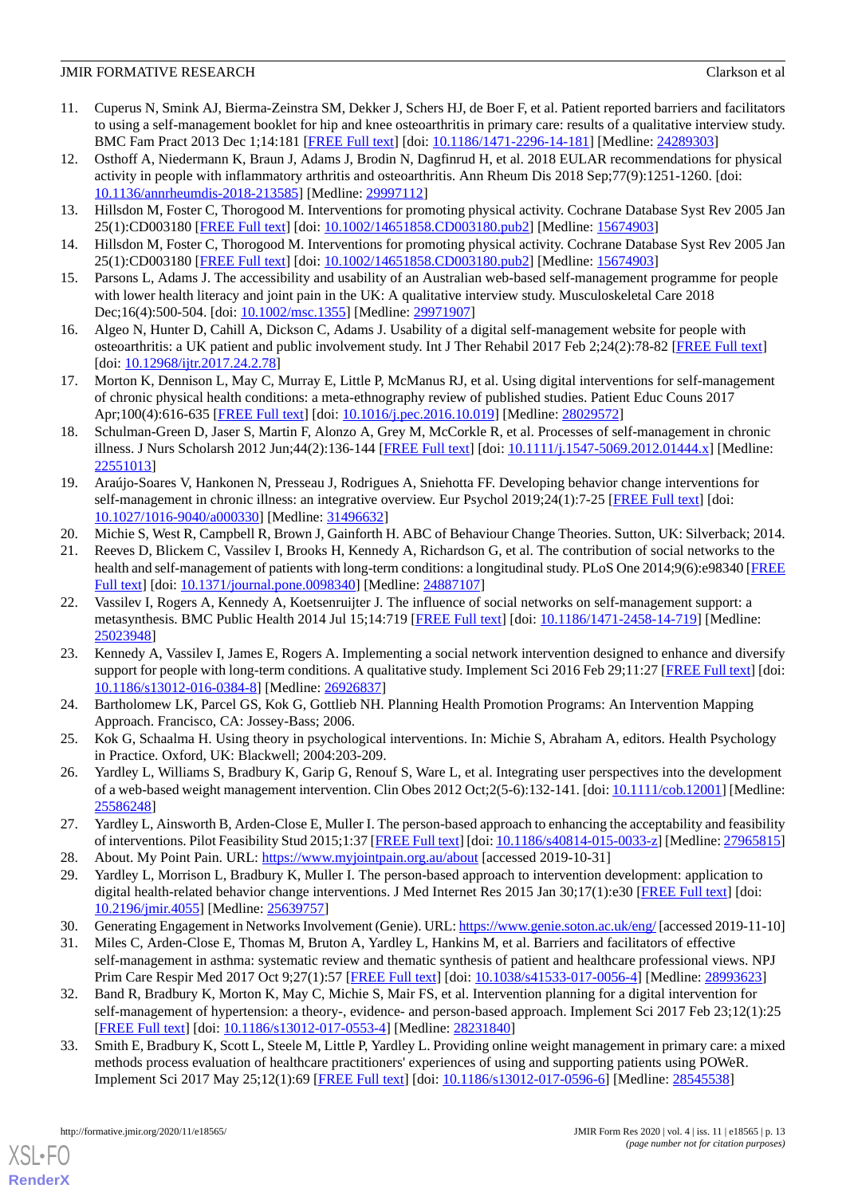11. Cuperus N, Smink AJ, Bierma-Zeinstra SM, Dekker J, Schers HJ, de Boer F, et al. Patient reported barriers and facilitators to using a self-management booklet for hip and knee osteoarthritis in primary care: results of a qualitative interview study. BMC Fam Pract 2013 Dec 1;14:181 [FREE Full text] [doi: 10.1186/1471-2296-14-181] [Medline: 24289303]
12. Osthoff A, Niedermann K, Braun J, Adams J, Brodin N, Dagfinrud H, et al. 2018 EULAR recommendations for physical activity in people with inflammatory arthritis and osteoarthritis. Ann Rheum Dis 2018 Sep;77(9):1251-1260. [doi: 10.1136/annrheumdis-2018-213585] [Medline: 29997112]
13. Hillsdon M, Foster C, Thorogood M. Interventions for promoting physical activity. Cochrane Database Syst Rev 2005 Jan 25(1):CD003180 [FREE Full text] [doi: 10.1002/14651858.CD003180.pub2] [Medline: 15674903]
14. Hillsdon M, Foster C, Thorogood M. Interventions for promoting physical activity. Cochrane Database Syst Rev 2005 Jan 25(1):CD003180 [FREE Full text] [doi: 10.1002/14651858.CD003180.pub2] [Medline: 15674903]
15. Parsons L, Adams J. The accessibility and usability of an Australian web-based self-management programme for people with lower health literacy and joint pain in the UK: A qualitative interview study. Musculoskeletal Care 2018 Dec;16(4):500-504. [doi: 10.1002/msc.1355] [Medline: 29971907]
16. Algeo N, Hunter D, Cahill A, Dickson C, Adams J. Usability of a digital self-management website for people with osteoarthritis: a UK patient and public involvement study. Int J Ther Rehabil 2017 Feb 2;24(2):78-82 [FREE Full text] [doi: 10.12968/ijtr.2017.24.2.78]
17. Morton K, Dennison L, May C, Murray E, Little P, McManus RJ, et al. Using digital interventions for self-management of chronic physical health conditions: a meta-ethnography review of published studies. Patient Educ Couns 2017 Apr;100(4):616-635 [FREE Full text] [doi: 10.1016/j.pec.2016.10.019] [Medline: 28029572]
18. Schulman-Green D, Jaser S, Martin F, Alonzo A, Grey M, McCorkle R, et al. Processes of self-management in chronic illness. J Nurs Scholarsh 2012 Jun;44(2):136-144 [FREE Full text] [doi: 10.1111/j.1547-5069.2012.01444.x] [Medline: 22551013]
19. Araújo-Soares V, Hankonen N, Presseau J, Rodrigues A, Sniehotta FF. Developing behavior change interventions for self-management in chronic illness: an integrative overview. Eur Psychol 2019;24(1):7-25 [FREE Full text] [doi: 10.1027/1016-9040/a000330] [Medline: 31496632]
20. Michie S, West R, Campbell R, Brown J, Gainforth H. ABC of Behaviour Change Theories. Sutton, UK: Silverback; 2014.
21. Reeves D, Blickem C, Vassilev I, Brooks H, Kennedy A, Richardson G, et al. The contribution of social networks to the health and self-management of patients with long-term conditions: a longitudinal study. PLoS One 2014;9(6):e98340 [FREE Full text] [doi: 10.1371/journal.pone.0098340] [Medline: 24887107]
22. Vassilev I, Rogers A, Kennedy A, Koetsenruijter J. The influence of social networks on self-management support: a metasynthesis. BMC Public Health 2014 Jul 15;14:719 [FREE Full text] [doi: 10.1186/1471-2458-14-719] [Medline: 25023948]
23. Kennedy A, Vassilev I, James E, Rogers A. Implementing a social network intervention designed to enhance and diversify support for people with long-term conditions. A qualitative study. Implement Sci 2016 Feb 29;11:27 [FREE Full text] [doi: 10.1186/s13012-016-0384-8] [Medline: 26926837]
24. Bartholomew LK, Parcel GS, Kok G, Gottlieb NH. Planning Health Promotion Programs: An Intervention Mapping Approach. Francisco, CA: Jossey-Bass; 2006.
25. Kok G, Schaalma H. Using theory in psychological interventions. In: Michie S, Abraham A, editors. Health Psychology in Practice. Oxford, UK: Blackwell; 2004:203-209.
26. Yardley L, Williams S, Bradbury K, Garip G, Renouf S, Ware L, et al. Integrating user perspectives into the development of a web-based weight management intervention. Clin Obes 2012 Oct;2(5-6):132-141. [doi: 10.1111/cob.12001] [Medline: 25586248]
27. Yardley L, Ainsworth B, Arden-Close E, Muller I. The person-based approach to enhancing the acceptability and feasibility of interventions. Pilot Feasibility Stud 2015;1:37 [FREE Full text] [doi: 10.1186/s40814-015-0033-z] [Medline: 27965815]
28. About. My Point Pain. URL: https://www.myjointpain.org.au/about [accessed 2019-10-31]
29. Yardley L, Morrison L, Bradbury K, Muller I. The person-based approach to intervention development: application to digital health-related behavior change interventions. J Med Internet Res 2015 Jan 30;17(1):e30 [FREE Full text] [doi: 10.2196/jmir.4055] [Medline: 25639757]
30. Generating Engagement in Networks Involvement (Genie). URL: https://www.genie.soton.ac.uk/eng/ [accessed 2019-11-10]
31. Miles C, Arden-Close E, Thomas M, Bruton A, Yardley L, Hankins M, et al. Barriers and facilitators of effective self-management in asthma: systematic review and thematic synthesis of patient and healthcare professional views. NPJ Prim Care Respir Med 2017 Oct 9;27(1):57 [FREE Full text] [doi: 10.1038/s41533-017-0056-4] [Medline: 28993623]
32. Band R, Bradbury K, Morton K, May C, Michie S, Mair FS, et al. Intervention planning for a digital intervention for self-management of hypertension: a theory-, evidence- and person-based approach. Implement Sci 2017 Feb 23;12(1):25 [FREE Full text] [doi: 10.1186/s13012-017-0553-4] [Medline: 28231840]
33. Smith E, Bradbury K, Scott L, Steele M, Little P, Yardley L. Providing online weight management in primary care: a mixed methods process evaluation of healthcare practitioners' experiences of using and supporting patients using POWeR. Implement Sci 2017 May 25;12(1):69 [FREE Full text] [doi: 10.1186/s13012-017-0596-6] [Medline: 28545538]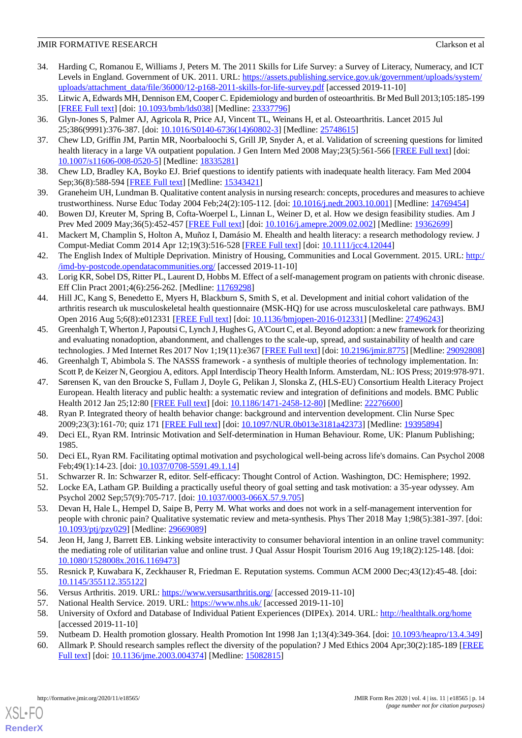34. Harding C, Romanou E, Williams J, Peters M. The 2011 Skills for Life Survey: a Survey of Literacy, Numeracy, and ICT Levels in England. Government of UK. 2011. URL: https://assets.publishing.service.gov.uk/government/uploads/system/uploads/attachment_data/file/36000/12-p168-2011-skills-for-life-survey.pdf [accessed 2019-11-10]
35. Litwic A, Edwards MH, Dennison EM, Cooper C. Epidemiology and burden of osteoarthritis. Br Med Bull 2013;105:185-199 [FREE Full text] [doi: 10.1093/bmb/lds038] [Medline: 23337796]
36. Glyn-Jones S, Palmer AJ, Agricola R, Price AJ, Vincent TL, Weinans H, et al. Osteoarthritis. Lancet 2015 Jul 25;386(9991):376-387. [doi: 10.1016/S0140-6736(14)60802-3] [Medline: 25748615]
37. Chew LD, Griffin JM, Partin MR, Noorbaloochi S, Grill JP, Snyder A, et al. Validation of screening questions for limited health literacy in a large VA outpatient population. J Gen Intern Med 2008 May;23(5):561-566 [FREE Full text] [doi: 10.1007/s11606-008-0520-5] [Medline: 18335281]
38. Chew LD, Bradley KA, Boyko EJ. Brief questions to identify patients with inadequate health literacy. Fam Med 2004 Sep;36(8):588-594 [FREE Full text] [Medline: 15343421]
39. Graneheim UH, Lundman B. Qualitative content analysis in nursing research: concepts, procedures and measures to achieve trustworthiness. Nurse Educ Today 2004 Feb;24(2):105-112. [doi: 10.1016/j.nedt.2003.10.001] [Medline: 14769454]
40. Bowen DJ, Kreuter M, Spring B, Cofta-Woerpel L, Linnan L, Weiner D, et al. How we design feasibility studies. Am J Prev Med 2009 May;36(5):452-457 [FREE Full text] [doi: 10.1016/j.amepre.2009.02.002] [Medline: 19362699]
41. Mackert M, Champlin S, Holton A, Muñoz I, Damásio M. Ehealth and health literacy: a research methodology review. J Comput-Mediat Comm 2014 Apr 12;19(3):516-528 [FREE Full text] [doi: 10.1111/jcc4.12044]
42. The English Index of Multiple Deprivation. Ministry of Housing, Communities and Local Government. 2015. URL: http://imd-by-postcode.opendatacommunities.org/ [accessed 2019-11-10]
43. Lorig KR, Sobel DS, Ritter PL, Laurent D, Hobbs M. Effect of a self-management program on patients with chronic disease. Eff Clin Pract 2001;4(6):256-262. [Medline: 11769298]
44. Hill JC, Kang S, Benedetto E, Myers H, Blackburn S, Smith S, et al. Development and initial cohort validation of the arthritis research uk musculoskeletal health questionnaire (MSK-HQ) for use across musculoskeletal care pathways. BMJ Open 2016 Aug 5;6(8):e012331 [FREE Full text] [doi: 10.1136/bmjopen-2016-012331] [Medline: 27496243]
45. Greenhalgh T, Wherton J, Papoutsi C, Lynch J, Hughes G, A'Court C, et al. Beyond adoption: a new framework for theorizing and evaluating nonadoption, abandonment, and challenges to the scale-up, spread, and sustainability of health and care technologies. J Med Internet Res 2017 Nov 1;19(11):e367 [FREE Full text] [doi: 10.2196/jmir.8775] [Medline: 29092808]
46. Greenhalgh T, Abimbola S. The NASSS framework - a synthesis of multiple theories of technology implementation. In: Scott P, de Keizer N, Georgiou A, editors. Appl Interdiscip Theory Health Inform. Amsterdam, NL: IOS Press; 2019:978-971.
47. Sørensen K, van den Broucke S, Fullam J, Doyle G, Pelikan J, Slonska Z, (HLS-EU) Consortium Health Literacy Project European. Health literacy and public health: a systematic review and integration of definitions and models. BMC Public Health 2012 Jan 25;12:80 [FREE Full text] [doi: 10.1186/1471-2458-12-80] [Medline: 22276600]
48. Ryan P. Integrated theory of health behavior change: background and intervention development. Clin Nurse Spec 2009;23(3):161-70; quiz 171 [FREE Full text] [doi: 10.1097/NUR.0b013e3181a42373] [Medline: 19395894]
49. Deci EL, Ryan RM. Intrinsic Motivation and Self-determination in Human Behaviour. Rome, UK: Planum Publishing; 1985.
50. Deci EL, Ryan RM. Facilitating optimal motivation and psychological well-being across life's domains. Can Psychol 2008 Feb;49(1):14-23. [doi: 10.1037/0708-5591.49.1.14]
51. Schwarzer R. In: Schwarzer R, editor. Self-efficacy: Thought Control of Action. Washington, DC: Hemisphere; 1992.
52. Locke EA, Latham GP. Building a practically useful theory of goal setting and task motivation: a 35-year odyssey. Am Psychol 2002 Sep;57(9):705-717. [doi: 10.1037/0003-066X.57.9.705]
53. Devan H, Hale L, Hempel D, Saipe B, Perry M. What works and does not work in a self-management intervention for people with chronic pain? Qualitative systematic review and meta-synthesis. Phys Ther 2018 May 1;98(5):381-397. [doi: 10.1093/ptj/pzy029] [Medline: 29669089]
54. Jeon H, Jang J, Barrett EB. Linking website interactivity to consumer behavioral intention in an online travel community: the mediating role of utilitarian value and online trust. J Qual Assur Hospit Tourism 2016 Aug 19;18(2):125-148. [doi: 10.1080/1528008x.2016.1169473]
55. Resnick P, Kuwabara K, Zeckhauser R, Friedman E. Reputation systems. Commun ACM 2000 Dec;43(12):45-48. [doi: 10.1145/355112.355122]
56. Versus Arthritis. 2019. URL: https://www.versusarthritis.org/ [accessed 2019-11-10]
57. National Health Service. 2019. URL: https://www.nhs.uk/ [accessed 2019-11-10]
58. University of Oxford and Database of Individual Patient Experiences (DIPEx). 2014. URL: http://healthtalk.org/home [accessed 2019-11-10]
59. Nutbeam D. Health promotion glossary. Health Promotion Int 1998 Jan 1;13(4):349-364. [doi: 10.1093/heapro/13.4.349]
60. Allmark P. Should research samples reflect the diversity of the population? J Med Ethics 2004 Apr;30(2):185-189 [FREE Full text] [doi: 10.1136/jme.2003.004374] [Medline: 15082815]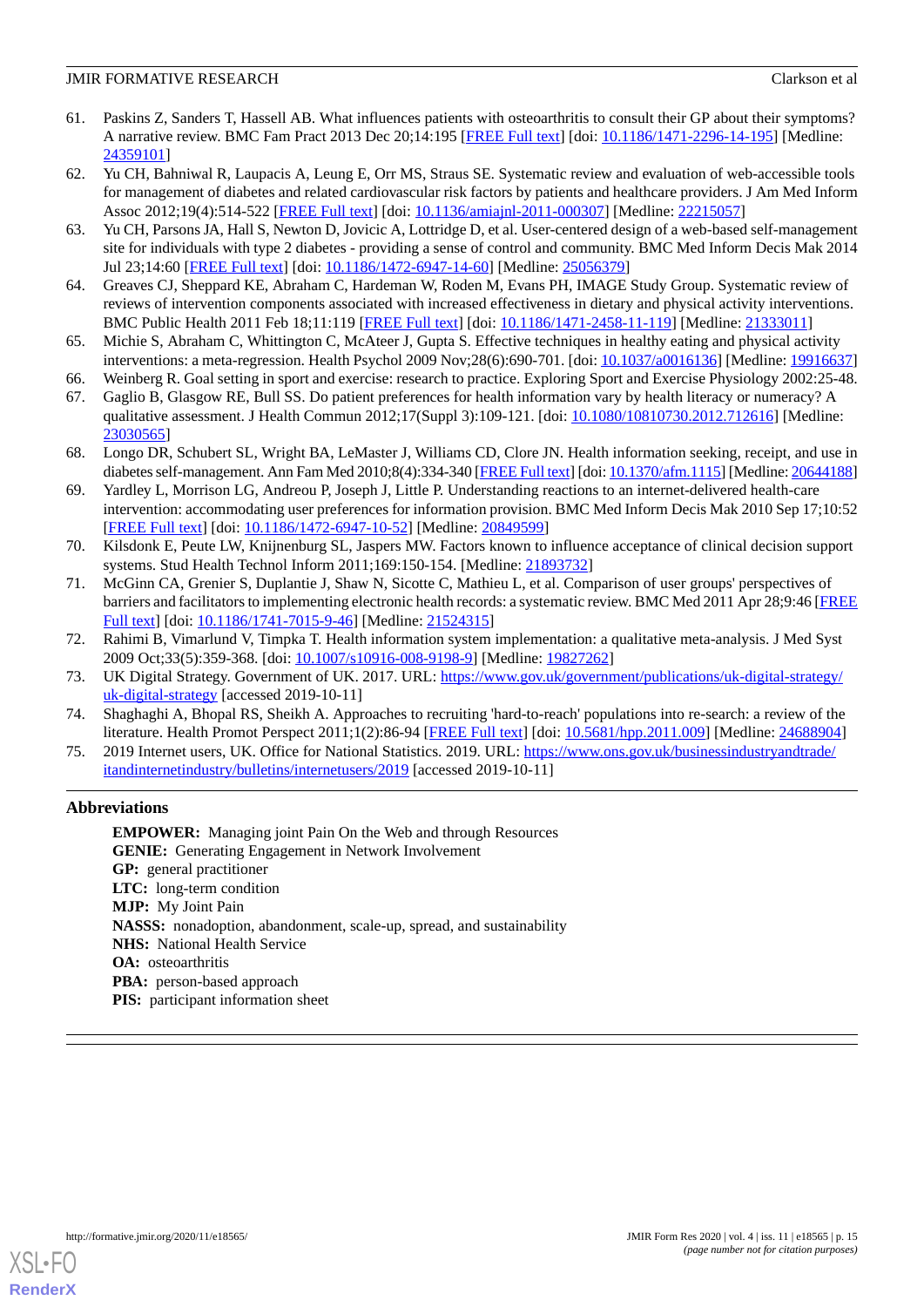61. Paskins Z, Sanders T, Hassell AB. What influences patients with osteoarthritis to consult their GP about their symptoms? A narrative review. BMC Fam Pract 2013 Dec 20;14:195 [FREE Full text] [doi: 10.1186/1471-2296-14-195] [Medline: 24359101]
62. Yu CH, Bahniwal R, Laupacis A, Leung E, Orr MS, Straus SE. Systematic review and evaluation of web-accessible tools for management of diabetes and related cardiovascular risk factors by patients and healthcare providers. J Am Med Inform Assoc 2012;19(4):514-522 [FREE Full text] [doi: 10.1136/amiajnl-2011-000307] [Medline: 22215057]
63. Yu CH, Parsons JA, Hall S, Newton D, Jovicic A, Lottridge D, et al. User-centered design of a web-based self-management site for individuals with type 2 diabetes - providing a sense of control and community. BMC Med Inform Decis Mak 2014 Jul 23;14:60 [FREE Full text] [doi: 10.1186/1472-6947-14-60] [Medline: 25056379]
64. Greaves CJ, Sheppard KE, Abraham C, Hardeman W, Roden M, Evans PH, IMAGE Study Group. Systematic review of reviews of intervention components associated with increased effectiveness in dietary and physical activity interventions. BMC Public Health 2011 Feb 18;11:119 [FREE Full text] [doi: 10.1186/1471-2458-11-119] [Medline: 21333011]
65. Michie S, Abraham C, Whittington C, McAteer J, Gupta S. Effective techniques in healthy eating and physical activity interventions: a meta-regression. Health Psychol 2009 Nov;28(6):690-701. [doi: 10.1037/a0016136] [Medline: 19916637]
66. Weinberg R. Goal setting in sport and exercise: research to practice. Exploring Sport and Exercise Physiology 2002:25-48.
67. Gaglio B, Glasgow RE, Bull SS. Do patient preferences for health information vary by health literacy or numeracy? A qualitative assessment. J Health Commun 2012;17(Suppl 3):109-121. [doi: 10.1080/10810730.2012.712616] [Medline: 23030565]
68. Longo DR, Schubert SL, Wright BA, LeMaster J, Williams CD, Clore JN. Health information seeking, receipt, and use in diabetes self-management. Ann Fam Med 2010;8(4):334-340 [FREE Full text] [doi: 10.1370/afm.1115] [Medline: 20644188]
69. Yardley L, Morrison LG, Andreou P, Joseph J, Little P. Understanding reactions to an internet-delivered health-care intervention: accommodating user preferences for information provision. BMC Med Inform Decis Mak 2010 Sep 17;10:52 [FREE Full text] [doi: 10.1186/1472-6947-10-52] [Medline: 20849599]
70. Kilsdonk E, Peute LW, Knijnenburg SL, Jaspers MW. Factors known to influence acceptance of clinical decision support systems. Stud Health Technol Inform 2011;169:150-154. [Medline: 21893732]
71. McGinn CA, Grenier S, Duplantie J, Shaw N, Sicotte C, Mathieu L, et al. Comparison of user groups' perspectives of barriers and facilitators to implementing electronic health records: a systematic review. BMC Med 2011 Apr 28;9:46 [FREE Full text] [doi: 10.1186/1741-7015-9-46] [Medline: 21524315]
72. Rahimi B, Vimarlund V, Timpka T. Health information system implementation: a qualitative meta-analysis. J Med Syst 2009 Oct;33(5):359-368. [doi: 10.1007/s10916-008-9198-9] [Medline: 19827262]
73. UK Digital Strategy. Government of UK. 2017. URL: https://www.gov.uk/government/publications/uk-digital-strategy/uk-digital-strategy [accessed 2019-10-11]
74. Shaghaghi A, Bhopal RS, Sheikh A. Approaches to recruiting 'hard-to-reach' populations into re-search: a review of the literature. Health Promot Perspect 2011;1(2):86-94 [FREE Full text] [doi: 10.5681/hpp.2011.009] [Medline: 24688904]
75. 2019 Internet users, UK. Office for National Statistics. 2019. URL: https://www.ons.gov.uk/businessindustryandtrade/itandinternetindustry/bulletins/internetusers/2019 [accessed 2019-10-11]

## Abbreviations

**EMPOWER:** Managing joint Pain On the Web and through Resources
**GENIE:** Generating Engagement in Network Involvement
**GP:** general practitioner
**LTC:** long-term condition
**MJP:** My Joint Pain
**NASSS:** nonadoption, abandonment, scale-up, spread, and sustainability
**NHS:** National Health Service
**OA:** osteoarthritis
**PBA:** person-based approach
**PIS:** participant information sheet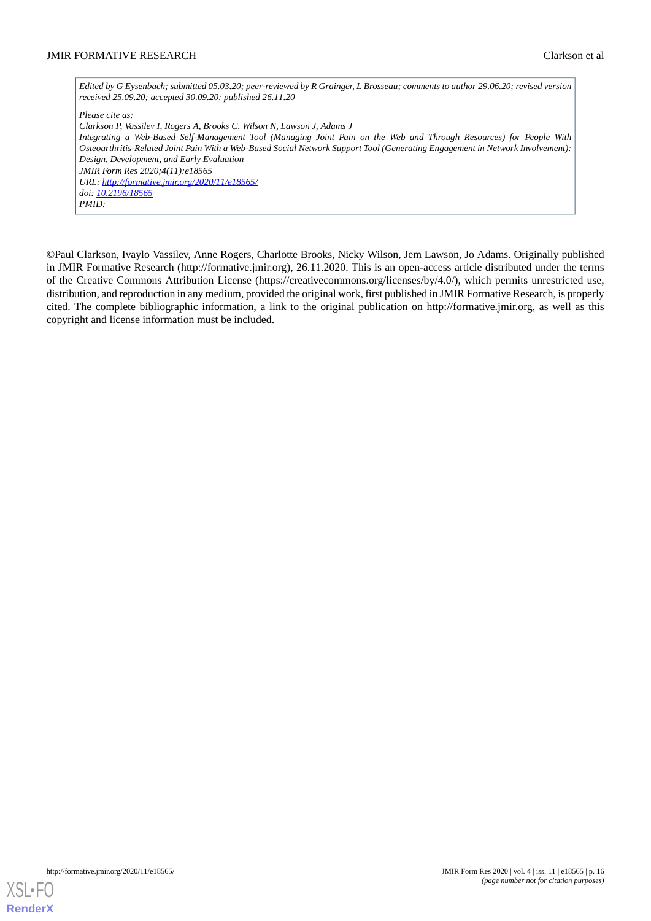*Edited by G Eysenbach; submitted 05.03.20; peer-reviewed by R Grainger, L Brosseau; comments to author 29.06.20; revised version received 25.09.20; accepted 30.09.20; published 26.11.20*

*Please cite as:*
*Clarkson P, Vassilev I, Rogers A, Brooks C, Wilson N, Lawson J, Adams J*
*Integrating a Web-Based Self-Management Tool (Managing Joint Pain on the Web and Through Resources) for People With Osteoarthritis-Related Joint Pain With a Web-Based Social Network Support Tool (Generating Engagement in Network Involvement): Design, Development, and Early Evaluation*
*JMIR Form Res 2020;4(11):e18565*
*URL: http://formative.jmir.org/2020/11/e18565/*
*doi: 10.2196/18565*
*PMID:*

©Paul Clarkson, Ivaylo Vassilev, Anne Rogers, Charlotte Brooks, Nicky Wilson, Jem Lawson, Jo Adams. Originally published in JMIR Formative Research (http://formative.jmir.org), 26.11.2020. This is an open-access article distributed under the terms of the Creative Commons Attribution License (https://creativecommons.org/licenses/by/4.0/), which permits unrestricted use, distribution, and reproduction in any medium, provided the original work, first published in JMIR Formative Research, is properly cited. The complete bibliographic information, a link to the original publication on http://formative.jmir.org, as well as this copyright and license information must be included.